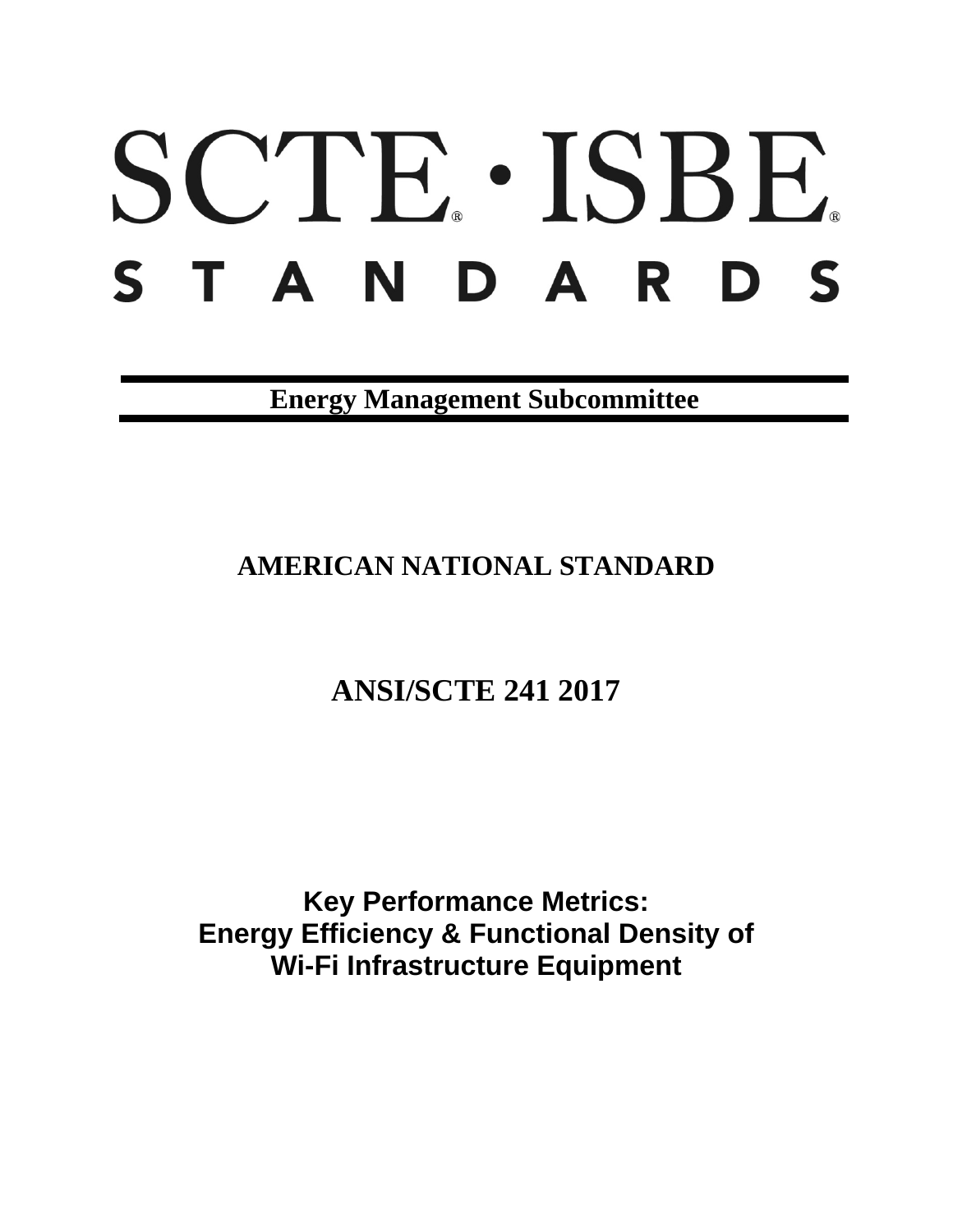# SCTE · ISBE STANDARDS

**Energy Management Subcommittee**

## AMERICAN NATIONAL STANDARD

## ANSI/SCTE 241 2017

# Key Performance Metrics: Energy Efficiency & Functional Density of Wi-Fi Infrastructure Equipment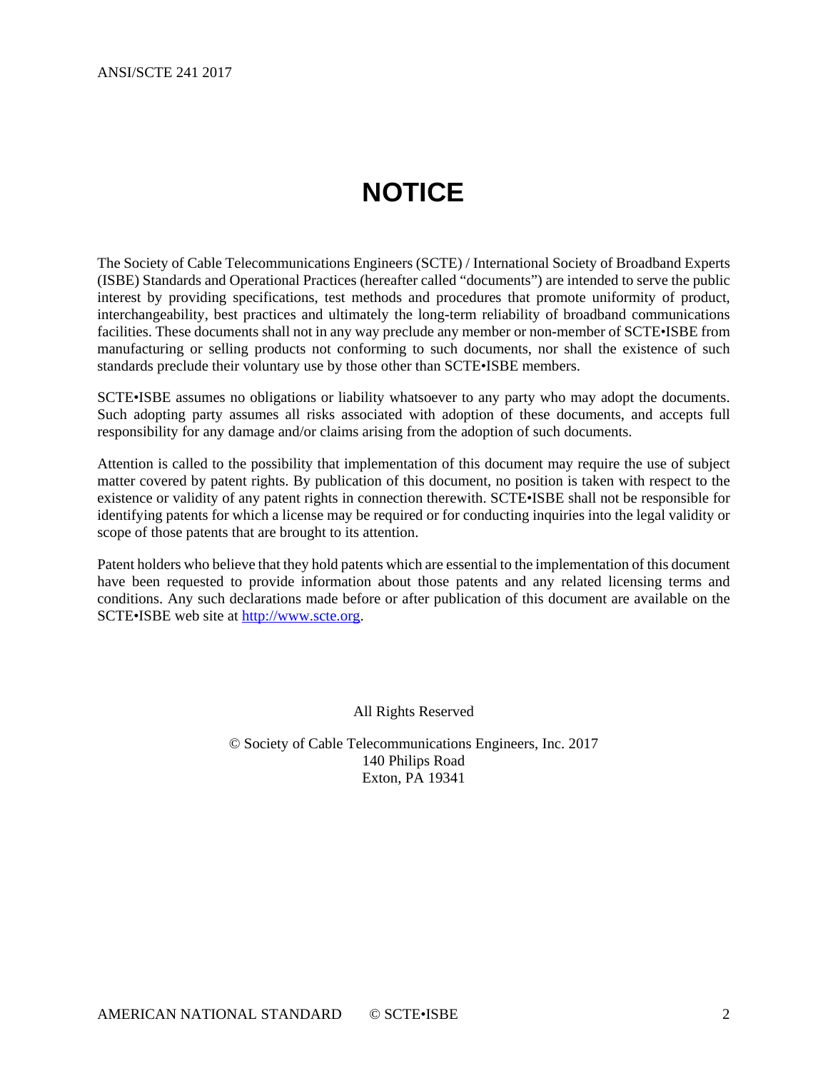# NOTICE

The Society of Cable Telecommunications Engineers (SCTE) / International Society of Broadband Experts (ISBE) Standards and Operational Practices (hereafter called "documents") are intended to serve the public interest by providing specifications, test methods and procedures that promote uniformity of product, interchangeability, best practices and ultimately the long-term reliability of broadband communications facilities. These documents shall not in any way preclude any member or non-member of SCTE•ISBE from manufacturing or selling products not conforming to such documents, nor shall the existence of such standards preclude their voluntary use by those other than SCTE•ISBE members.

SCTE•ISBE assumes no obligations or liability whatsoever to any party who may adopt the documents. Such adopting party assumes all risks associated with adoption of these documents, and accepts full responsibility for any damage and/or claims arising from the adoption of such documents.

Attention is called to the possibility that implementation of this document may require the use of subject matter covered by patent rights. By publication of this document, no position is taken with respect to the existence or validity of any patent rights in connection therewith. SCTE•ISBE shall not be responsible for identifying patents for which a license may be required or for conducting inquiries into the legal validity or scope of those patents that are brought to its attention.

Patent holders who believe that they hold patents which are essential to the implementation of this document have been requested to provide information about those patents and any related licensing terms and conditions. Any such declarations made before or after publication of this document are available on the SCTE•ISBE web site at http://www.scte.org.

All Rights Reserved

© Society of Cable Telecommunications Engineers, Inc. 2017
140 Philips Road
Exton, PA 19341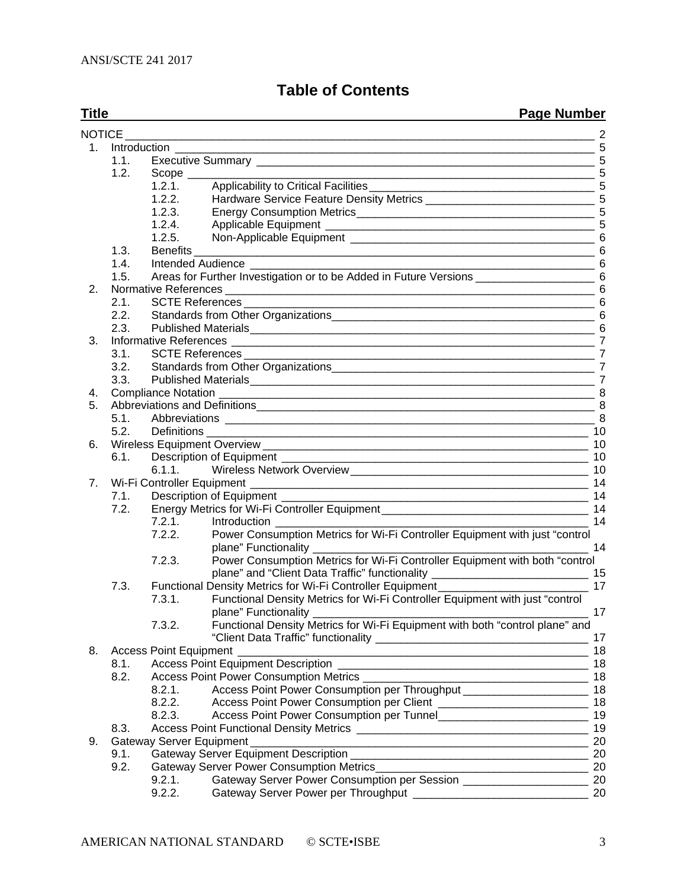# Table of Contents

| Title | Page Number |
|---|---|
| NOTICE | 2 |
| 1. Introduction | 5 |
| 1.1. Executive Summary | 5 |
| 1.2. Scope | 5 |
| 1.2.1. Applicability to Critical Facilities | 5 |
| 1.2.2. Hardware Service Feature Density Metrics | 5 |
| 1.2.3. Energy Consumption Metrics | 5 |
| 1.2.4. Applicable Equipment | 5 |
| 1.2.5. Non-Applicable Equipment | 6 |
| 1.3. Benefits | 6 |
| 1.4. Intended Audience | 6 |
| 1.5. Areas for Further Investigation or to be Added in Future Versions | 6 |
| 2. Normative References | 6 |
| 2.1. SCTE References | 6 |
| 2.2. Standards from Other Organizations | 6 |
| 2.3. Published Materials | 6 |
| 3. Informative References | 7 |
| 3.1. SCTE References | 7 |
| 3.2. Standards from Other Organizations | 7 |
| 3.3. Published Materials | 7 |
| 4. Compliance Notation | 8 |
| 5. Abbreviations and Definitions | 8 |
| 5.1. Abbreviations | 8 |
| 5.2. Definitions | 10 |
| 6. Wireless Equipment Overview | 10 |
| 6.1. Description of Equipment | 10 |
| 6.1.1. Wireless Network Overview | 10 |
| 7. Wi-Fi Controller Equipment | 14 |
| 7.1. Description of Equipment | 14 |
| 7.2. Energy Metrics for Wi-Fi Controller Equipment | 14 |
| 7.2.1. Introduction | 14 |
| 7.2.2. Power Consumption Metrics for Wi-Fi Controller Equipment with just “control plane” Functionality | 14 |
| 7.2.3. Power Consumption Metrics for Wi-Fi Controller Equipment with both “control plane” and “Client Data Traffic” functionality | 15 |
| 7.3. Functional Density Metrics for Wi-Fi Controller Equipment | 17 |
| 7.3.1. Functional Density Metrics for Wi-Fi Controller Equipment with just “control plane” Functionality | 17 |
| 7.3.2. Functional Density Metrics for Wi-Fi Equipment with both “control plane” and “Client Data Traffic” functionality | 17 |
| 8. Access Point Equipment | 18 |
| 8.1. Access Point Equipment Description | 18 |
| 8.2. Access Point Power Consumption Metrics | 18 |
| 8.2.1. Access Point Power Consumption per Throughput | 18 |
| 8.2.2. Access Point Power Consumption per Client | 18 |
| 8.2.3. Access Point Power Consumption per Tunnel | 19 |
| 8.3. Access Point Functional Density Metrics | 19 |
| 9. Gateway Server Equipment | 20 |
| 9.1. Gateway Server Equipment Description | 20 |
| 9.2. Gateway Server Power Consumption Metrics | 20 |
| 9.2.1. Gateway Server Power Consumption per Session | 20 |
| 9.2.2. Gateway Server Power per Throughput | 20 |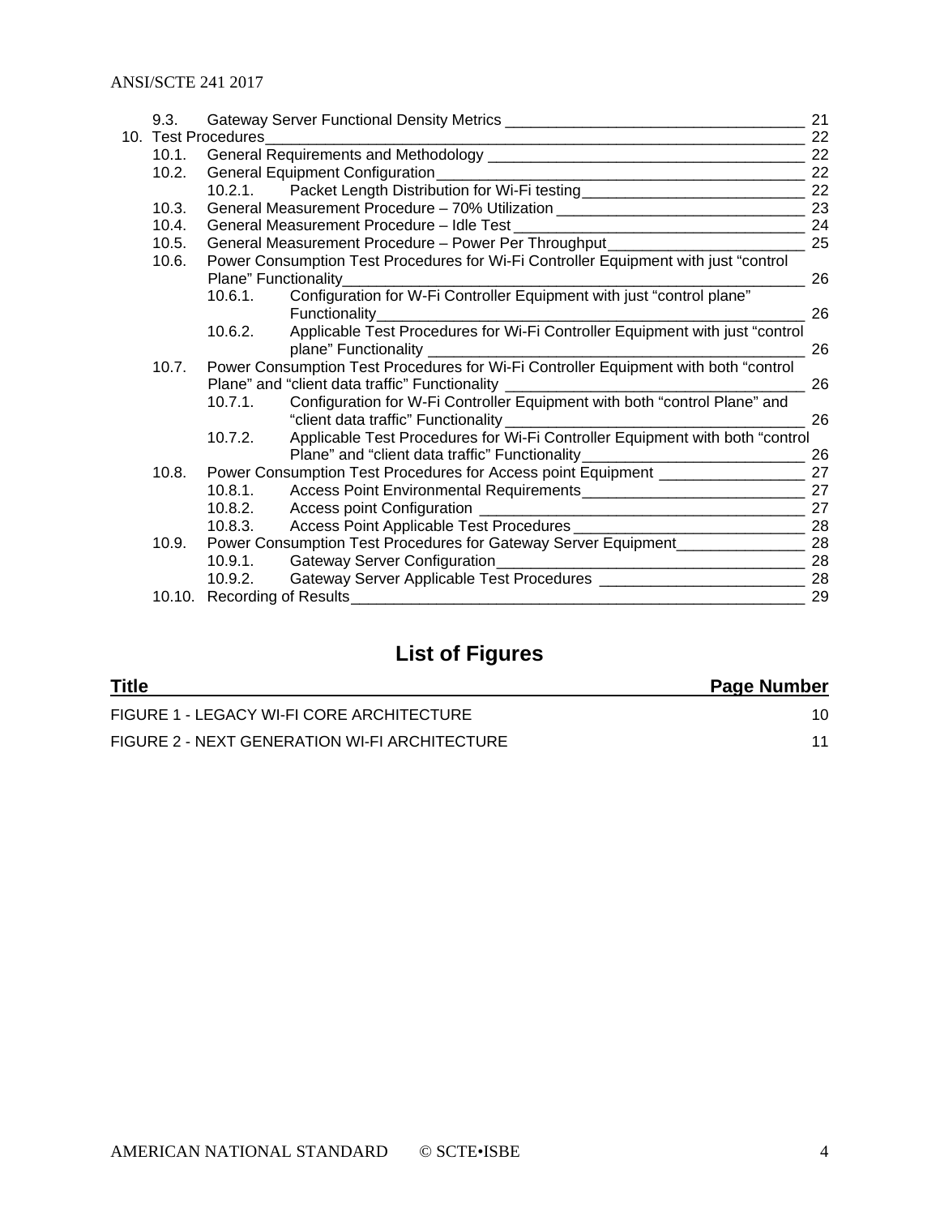- 9.3. Gateway Server Functional Density Metrics ____ 21
- 10. Test Procedures ____ 22
  - 10.1. General Requirements and Methodology ____ 22
  - 10.2. General Equipment Configuration ____ 22
    - 10.2.1. Packet Length Distribution for Wi-Fi testing ____ 22
  - 10.3. General Measurement Procedure – 70% Utilization ____ 23
  - 10.4. General Measurement Procedure – Idle Test ____ 24
  - 10.5. General Measurement Procedure – Power Per Throughput ____ 25
  - 10.6. Power Consumption Test Procedures for Wi-Fi Controller Equipment with just "control Plane" Functionality ____ 26
    - 10.6.1. Configuration for W-Fi Controller Equipment with just "control plane" Functionality ____ 26
    - 10.6.2. Applicable Test Procedures for Wi-Fi Controller Equipment with just "control plane" Functionality ____ 26
  - 10.7. Power Consumption Test Procedures for Wi-Fi Controller Equipment with both "control Plane" and "client data traffic" Functionality ____ 26
    - 10.7.1. Configuration for W-Fi Controller Equipment with both "control Plane" and "client data traffic" Functionality ____ 26
    - 10.7.2. Applicable Test Procedures for Wi-Fi Controller Equipment with both "control Plane" and "client data traffic" Functionality ____ 26
  - 10.8. Power Consumption Test Procedures for Access point Equipment ____ 27
    - 10.8.1. Access Point Environmental Requirements ____ 27
    - 10.8.2. Access point Configuration ____ 27
    - 10.8.3. Access Point Applicable Test Procedures ____ 28
  - 10.9. Power Consumption Test Procedures for Gateway Server Equipment ____ 28
    - 10.9.1. Gateway Server Configuration ____ 28
    - 10.9.2. Gateway Server Applicable Test Procedures ____ 28
  - 10.10. Recording of Results ____ 29

## List of Figures

| Title | Page Number |
| --- | --- |
| FIGURE 1 - LEGACY WI-FI CORE ARCHITECTURE | 10 |
| FIGURE 2 - NEXT GENERATION WI-FI ARCHITECTURE | 11 |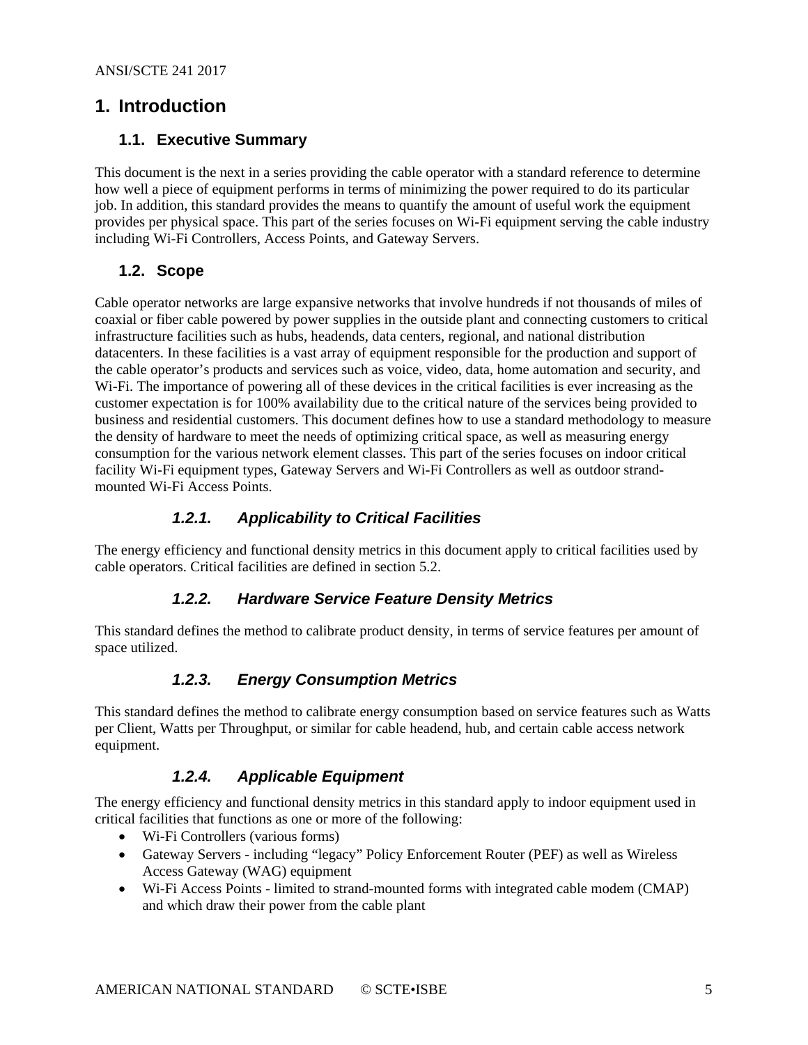# 1. Introduction

## 1.1. Executive Summary

This document is the next in a series providing the cable operator with a standard reference to determine how well a piece of equipment performs in terms of minimizing the power required to do its particular job. In addition, this standard provides the means to quantify the amount of useful work the equipment provides per physical space. This part of the series focuses on Wi-Fi equipment serving the cable industry including Wi-Fi Controllers, Access Points, and Gateway Servers.

## 1.2. Scope

Cable operator networks are large expansive networks that involve hundreds if not thousands of miles of coaxial or fiber cable powered by power supplies in the outside plant and connecting customers to critical infrastructure facilities such as hubs, headends, data centers, regional, and national distribution datacenters. In these facilities is a vast array of equipment responsible for the production and support of the cable operator's products and services such as voice, video, data, home automation and security, and Wi-Fi. The importance of powering all of these devices in the critical facilities is ever increasing as the customer expectation is for 100% availability due to the critical nature of the services being provided to business and residential customers. This document defines how to use a standard methodology to measure the density of hardware to meet the needs of optimizing critical space, as well as measuring energy consumption for the various network element classes. This part of the series focuses on indoor critical facility Wi-Fi equipment types, Gateway Servers and Wi-Fi Controllers as well as outdoor strand-mounted Wi-Fi Access Points.

### *1.2.1. Applicability to Critical Facilities*

The energy efficiency and functional density metrics in this document apply to critical facilities used by cable operators. Critical facilities are defined in section 5.2.

### *1.2.2. Hardware Service Feature Density Metrics*

This standard defines the method to calibrate product density, in terms of service features per amount of space utilized.

### *1.2.3. Energy Consumption Metrics*

This standard defines the method to calibrate energy consumption based on service features such as Watts per Client, Watts per Throughput, or similar for cable headend, hub, and certain cable access network equipment.

### *1.2.4. Applicable Equipment*

The energy efficiency and functional density metrics in this standard apply to indoor equipment used in critical facilities that functions as one or more of the following:

- Wi-Fi Controllers (various forms)
- Gateway Servers - including "legacy" Policy Enforcement Router (PEF) as well as Wireless Access Gateway (WAG) equipment
- Wi-Fi Access Points - limited to strand-mounted forms with integrated cable modem (CMAP) and which draw their power from the cable plant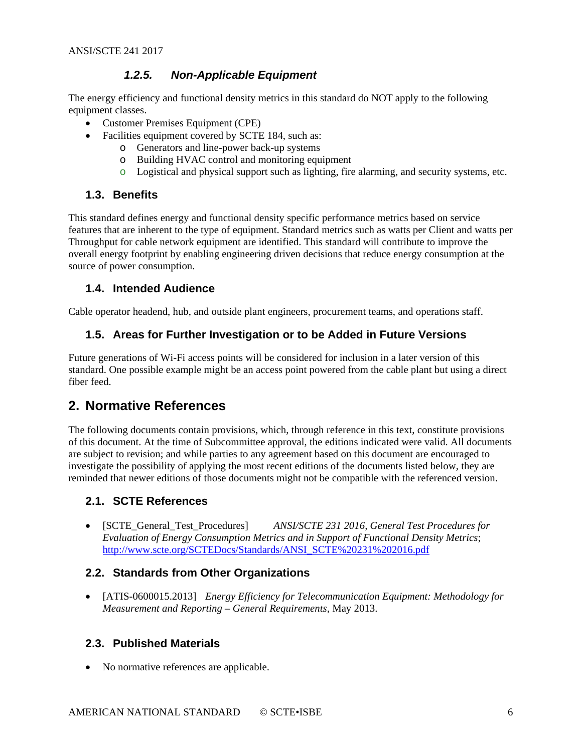#### 1.2.5. Non-Applicable Equipment

The energy efficiency and functional density metrics in this standard do NOT apply to the following equipment classes.

- Customer Premises Equipment (CPE)
- Facilities equipment covered by SCTE 184, such as:
  - Generators and line-power back-up systems
  - Building HVAC control and monitoring equipment
  - Logistical and physical support such as lighting, fire alarming, and security systems, etc.

### 1.3. Benefits

This standard defines energy and functional density specific performance metrics based on service features that are inherent to the type of equipment. Standard metrics such as watts per Client and watts per Throughput for cable network equipment are identified. This standard will contribute to improve the overall energy footprint by enabling engineering driven decisions that reduce energy consumption at the source of power consumption.

### 1.4. Intended Audience

Cable operator headend, hub, and outside plant engineers, procurement teams, and operations staff.

### 1.5. Areas for Further Investigation or to be Added in Future Versions

Future generations of Wi-Fi access points will be considered for inclusion in a later version of this standard. One possible example might be an access point powered from the cable plant but using a direct fiber feed.

## 2. Normative References

The following documents contain provisions, which, through reference in this text, constitute provisions of this document. At the time of Subcommittee approval, the editions indicated were valid. All documents are subject to revision; and while parties to any agreement based on this document are encouraged to investigate the possibility of applying the most recent editions of the documents listed below, they are reminded that newer editions of those documents might not be compatible with the referenced version.

### 2.1. SCTE References

- [SCTE_General_Test_Procedures] *ANSI/SCTE 231 2016, General Test Procedures for Evaluation of Energy Consumption Metrics and in Support of Functional Density Metrics*; http://www.scte.org/SCTEDocs/Standards/ANSI_SCTE%20231%202016.pdf

### 2.2. Standards from Other Organizations

- [ATIS-0600015.2013] *Energy Efficiency for Telecommunication Equipment: Methodology for Measurement and Reporting – General Requirements*, May 2013.

### 2.3. Published Materials

- No normative references are applicable.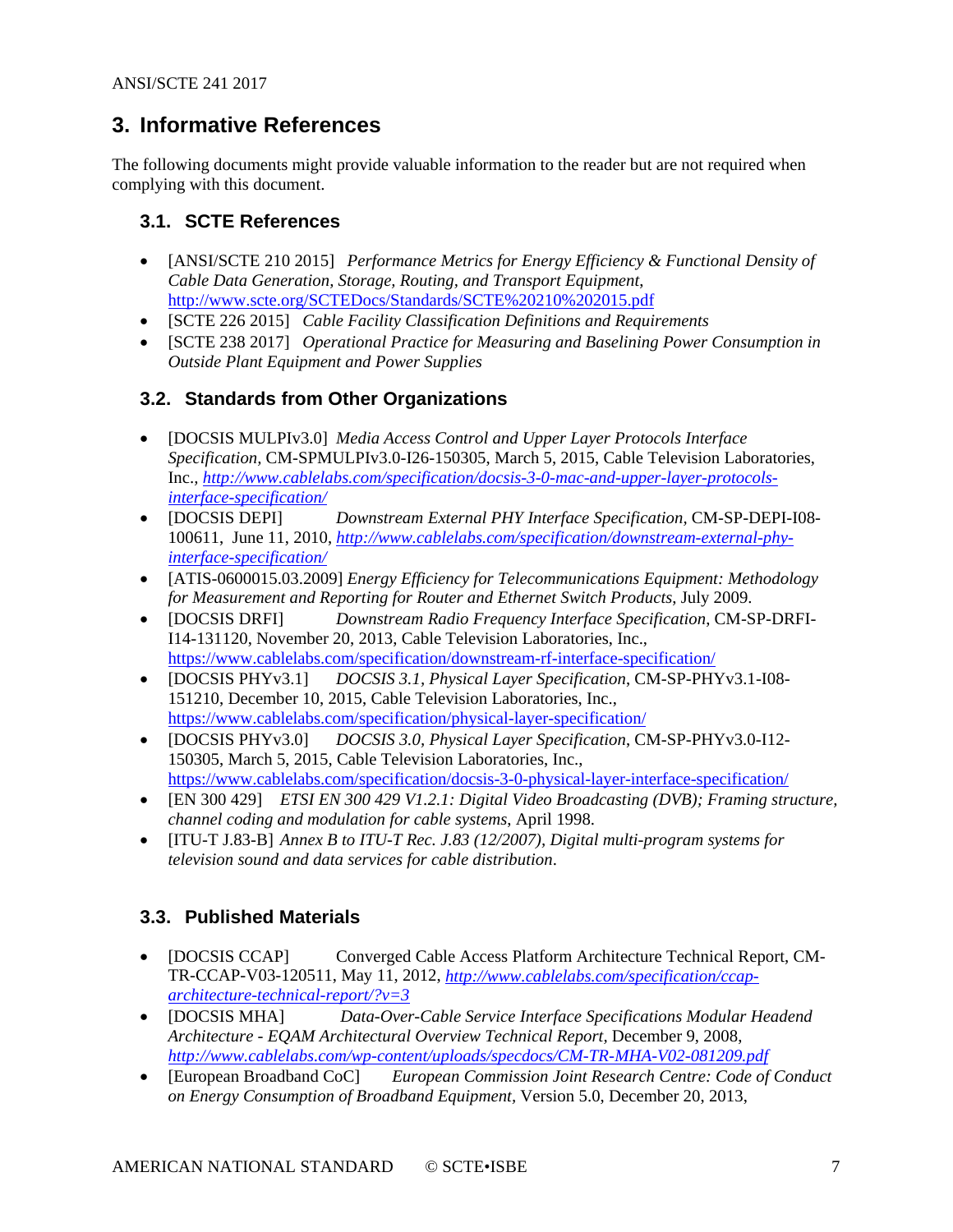# 3. Informative References

The following documents might provide valuable information to the reader but are not required when complying with this document.

## 3.1. SCTE References

- [ANSI/SCTE 210 2015] *Performance Metrics for Energy Efficiency & Functional Density of Cable Data Generation, Storage, Routing, and Transport Equipment*, http://www.scte.org/SCTEDocs/Standards/SCTE%20210%202015.pdf
- [SCTE 226 2015] *Cable Facility Classification Definitions and Requirements*
- [SCTE 238 2017] *Operational Practice for Measuring and Baselining Power Consumption in Outside Plant Equipment and Power Supplies*

## 3.2. Standards from Other Organizations

- [DOCSIS MULPIv3.0] *Media Access Control and Upper Layer Protocols Interface Specification*, CM-SPMULPIv3.0-I26-150305, March 5, 2015, Cable Television Laboratories, Inc., *http://www.cablelabs.com/specification/docsis-3-0-mac-and-upper-layer-protocols-interface-specification/*
- [DOCSIS DEPI] *Downstream External PHY Interface Specification*, CM-SP-DEPI-I08-100611, June 11, 2010, *http://www.cablelabs.com/specification/downstream-external-phy-interface-specification/*
- [ATIS-0600015.03.2009] *Energy Efficiency for Telecommunications Equipment: Methodology for Measurement and Reporting for Router and Ethernet Switch Products*, July 2009.
- [DOCSIS DRFI] *Downstream Radio Frequency Interface Specification*, CM-SP-DRFI-I14-131120, November 20, 2013, Cable Television Laboratories, Inc., https://www.cablelabs.com/specification/downstream-rf-interface-specification/
- [DOCSIS PHYv3.1] *DOCSIS 3.1, Physical Layer Specification*, CM-SP-PHYv3.1-I08-151210, December 10, 2015, Cable Television Laboratories, Inc., https://www.cablelabs.com/specification/physical-layer-specification/
- [DOCSIS PHYv3.0] *DOCSIS 3.0, Physical Layer Specification*, CM-SP-PHYv3.0-I12-150305, March 5, 2015, Cable Television Laboratories, Inc., https://www.cablelabs.com/specification/docsis-3-0-physical-layer-interface-specification/
- [EN 300 429] *ETSI EN 300 429 V1.2.1: Digital Video Broadcasting (DVB); Framing structure, channel coding and modulation for cable systems*, April 1998.
- [ITU-T J.83-B] *Annex B to ITU-T Rec. J.83 (12/2007), Digital multi-program systems for television sound and data services for cable distribution*.

## 3.3. Published Materials

- [DOCSIS CCAP] Converged Cable Access Platform Architecture Technical Report, CM-TR-CCAP-V03-120511, May 11, 2012, *http://www.cablelabs.com/specification/ccap-architecture-technical-report/?v=3*
- [DOCSIS MHA] *Data-Over-Cable Service Interface Specifications Modular Headend Architecture - EQAM Architectural Overview Technical Report*, December 9, 2008, *http://www.cablelabs.com/wp-content/uploads/specdocs/CM-TR-MHA-V02-081209.pdf*
- [European Broadband CoC] *European Commission Joint Research Centre: Code of Conduct on Energy Consumption of Broadband Equipment*, Version 5.0, December 20, 2013,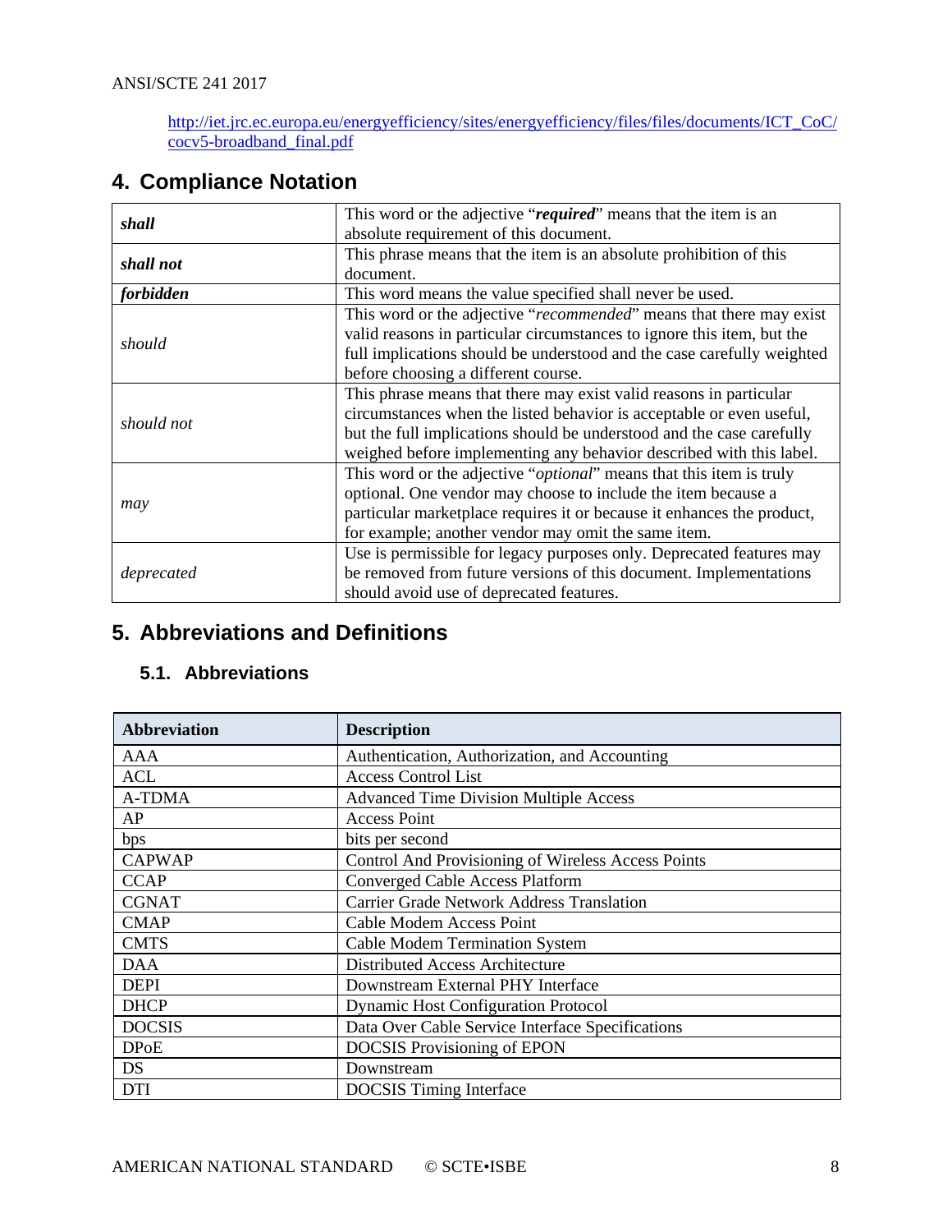http://iet.jrc.ec.europa.eu/energyefficiency/sites/energyefficiency/files/files/documents/ICT_CoC/cocv5-broadband_final.pdf

## 4. Compliance Notation

| | |
|---|---|
| ***shall*** | This word or the adjective "***required***" means that the item is an absolute requirement of this document. |
| ***shall not*** | This phrase means that the item is an absolute prohibition of this document. |
| ***forbidden*** | This word means the value specified shall never be used. |
| *should* | This word or the adjective "*recommended*" means that there may exist valid reasons in particular circumstances to ignore this item, but the full implications should be understood and the case carefully weighted before choosing a different course. |
| *should not* | This phrase means that there may exist valid reasons in particular circumstances when the listed behavior is acceptable or even useful, but the full implications should be understood and the case carefully weighed before implementing any behavior described with this label. |
| *may* | This word or the adjective "*optional*" means that this item is truly optional. One vendor may choose to include the item because a particular marketplace requires it or because it enhances the product, for example; another vendor may omit the same item. |
| *deprecated* | Use is permissible for legacy purposes only. Deprecated features may be removed from future versions of this document. Implementations should avoid use of deprecated features. |

## 5. Abbreviations and Definitions

### 5.1. Abbreviations

| Abbreviation | Description |
|---|---|
| AAA | Authentication, Authorization, and Accounting |
| ACL | Access Control List |
| A-TDMA | Advanced Time Division Multiple Access |
| AP | Access Point |
| bps | bits per second |
| CAPWAP | Control And Provisioning of Wireless Access Points |
| CCAP | Converged Cable Access Platform |
| CGNAT | Carrier Grade Network Address Translation |
| CMAP | Cable Modem Access Point |
| CMTS | Cable Modem Termination System |
| DAA | Distributed Access Architecture |
| DEPI | Downstream External PHY Interface |
| DHCP | Dynamic Host Configuration Protocol |
| DOCSIS | Data Over Cable Service Interface Specifications |
| DPoE | DOCSIS Provisioning of EPON |
| DS | Downstream |
| DTI | DOCSIS Timing Interface |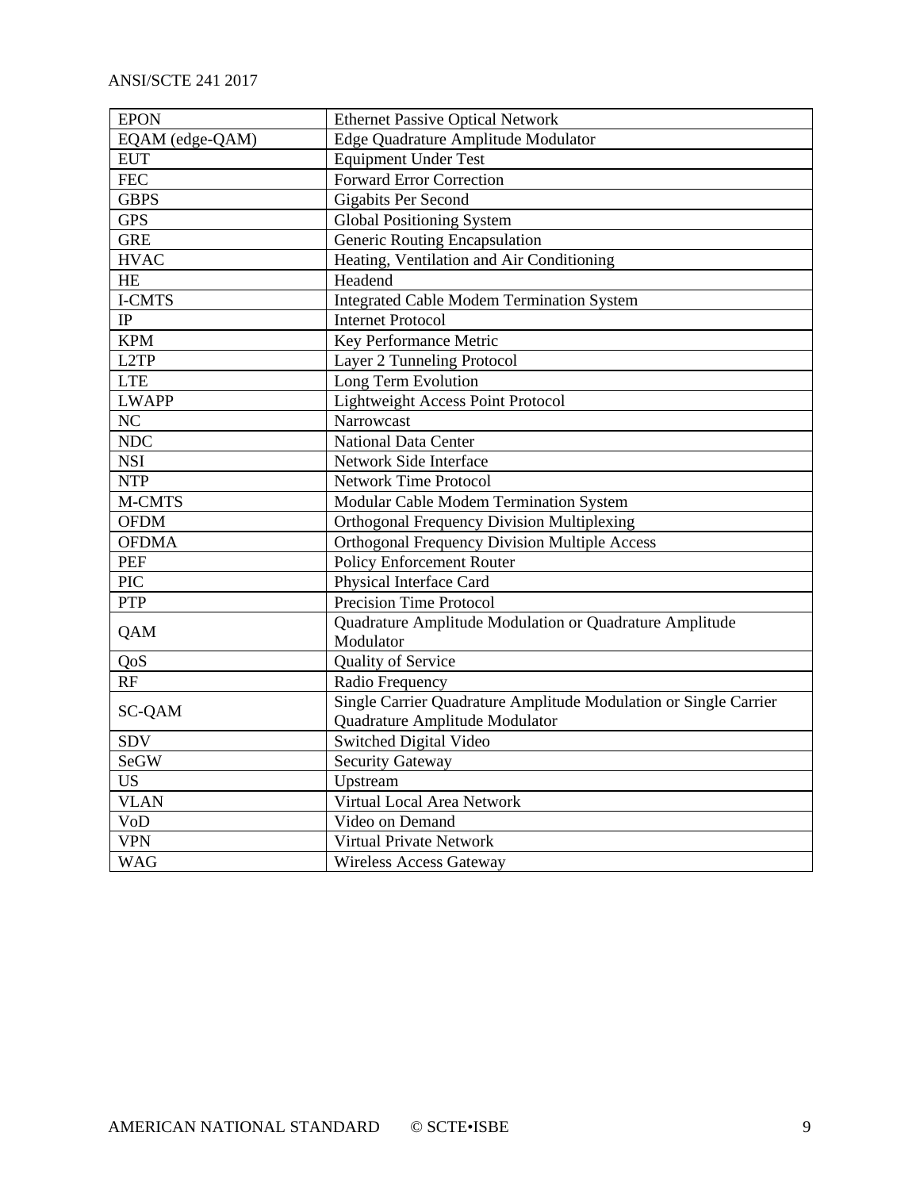| EPON | Ethernet Passive Optical Network |
|---|---|
| EQAM (edge-QAM) | Edge Quadrature Amplitude Modulator |
| EUT | Equipment Under Test |
| FEC | Forward Error Correction |
| GBPS | Gigabits Per Second |
| GPS | Global Positioning System |
| GRE | Generic Routing Encapsulation |
| HVAC | Heating, Ventilation and Air Conditioning |
| HE | Headend |
| I-CMTS | Integrated Cable Modem Termination System |
| IP | Internet Protocol |
| KPM | Key Performance Metric |
| L2TP | Layer 2 Tunneling Protocol |
| LTE | Long Term Evolution |
| LWAPP | Lightweight Access Point Protocol |
| NC | Narrowcast |
| NDC | National Data Center |
| NSI | Network Side Interface |
| NTP | Network Time Protocol |
| M-CMTS | Modular Cable Modem Termination System |
| OFDM | Orthogonal Frequency Division Multiplexing |
| OFDMA | Orthogonal Frequency Division Multiple Access |
| PEF | Policy Enforcement Router |
| PIC | Physical Interface Card |
| PTP | Precision Time Protocol |
| QAM | Quadrature Amplitude Modulation or Quadrature Amplitude Modulator |
| QoS | Quality of Service |
| RF | Radio Frequency |
| SC-QAM | Single Carrier Quadrature Amplitude Modulation or Single Carrier Quadrature Amplitude Modulator |
| SDV | Switched Digital Video |
| SeGW | Security Gateway |
| US | Upstream |
| VLAN | Virtual Local Area Network |
| VoD | Video on Demand |
| VPN | Virtual Private Network |
| WAG | Wireless Access Gateway |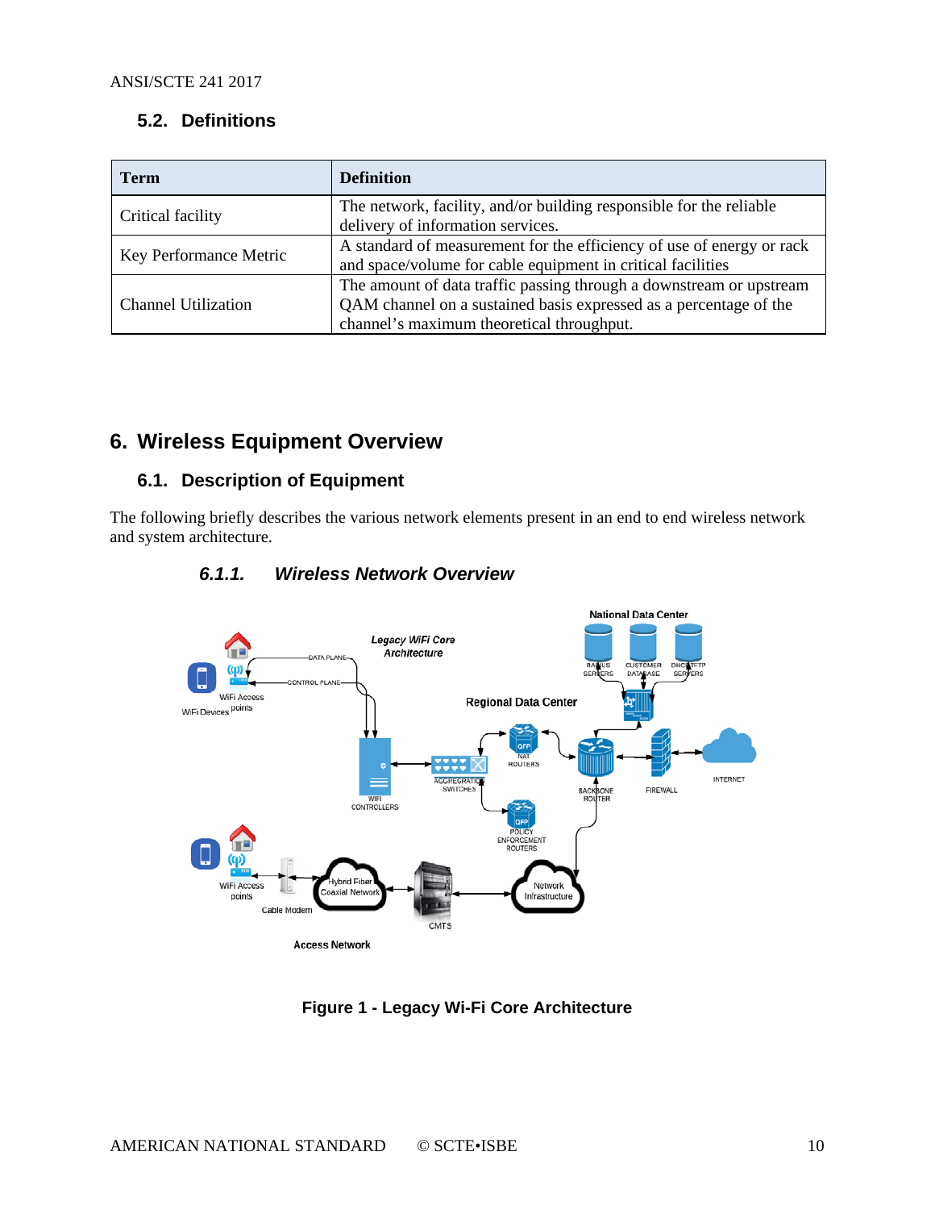## 5.2. Definitions

| Term | Definition |
|---|---|
| Critical facility | The network, facility, and/or building responsible for the reliable delivery of information services. |
| Key Performance Metric | A standard of measurement for the efficiency of use of energy or rack and space/volume for cable equipment in critical facilities |
| Channel Utilization | The amount of data traffic passing through a downstream or upstream QAM channel on a sustained basis expressed as a percentage of the channel's maximum theoretical throughput. |

# 6. Wireless Equipment Overview

## 6.1. Description of Equipment

The following briefly describes the various network elements present in an end to end wireless network and system architecture.

### 6.1.1. *Wireless Network Overview*

**Figure 1 - Legacy Wi-Fi Core Architecture**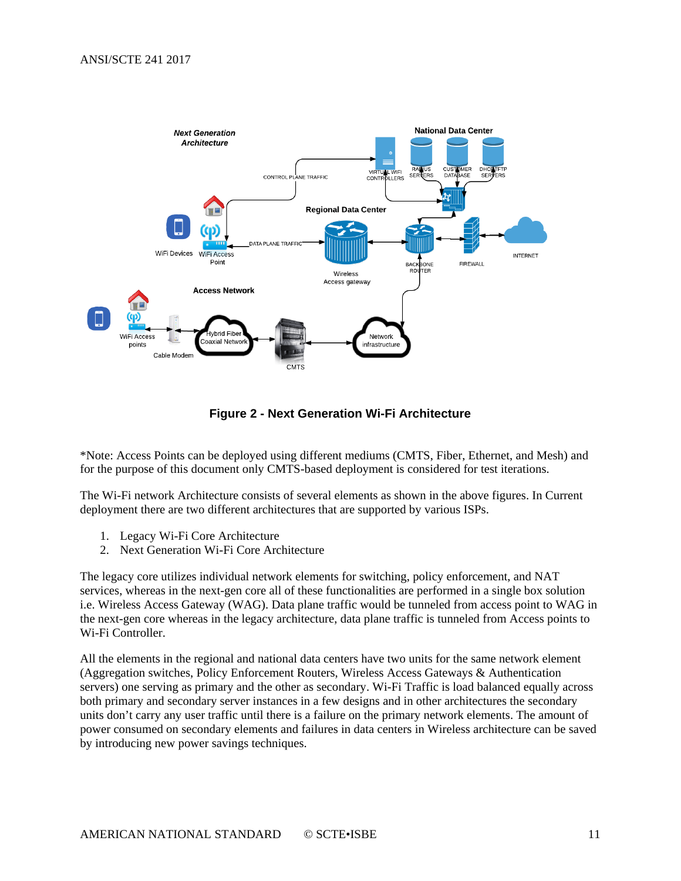**Figure 2 - Next Generation Wi-Fi Architecture**

*Note: Access Points can be deployed using different mediums (CMTS, Fiber, Ethernet, and Mesh) and for the purpose of this document only CMTS-based deployment is considered for test iterations.

The Wi-Fi network Architecture consists of several elements as shown in the above figures. In Current deployment there are two different architectures that are supported by various ISPs.

1. Legacy Wi-Fi Core Architecture
2. Next Generation Wi-Fi Core Architecture

The legacy core utilizes individual network elements for switching, policy enforcement, and NAT services, whereas in the next-gen core all of these functionalities are performed in a single box solution i.e. Wireless Access Gateway (WAG). Data plane traffic would be tunneled from access point to WAG in the next-gen core whereas in the legacy architecture, data plane traffic is tunneled from Access points to Wi-Fi Controller.

All the elements in the regional and national data centers have two units for the same network element (Aggregation switches, Policy Enforcement Routers, Wireless Access Gateways & Authentication servers) one serving as primary and the other as secondary. Wi-Fi Traffic is load balanced equally across both primary and secondary server instances in a few designs and in other architectures the secondary units don't carry any user traffic until there is a failure on the primary network elements. The amount of power consumed on secondary elements and failures in data centers in Wireless architecture can be saved by introducing new power savings techniques.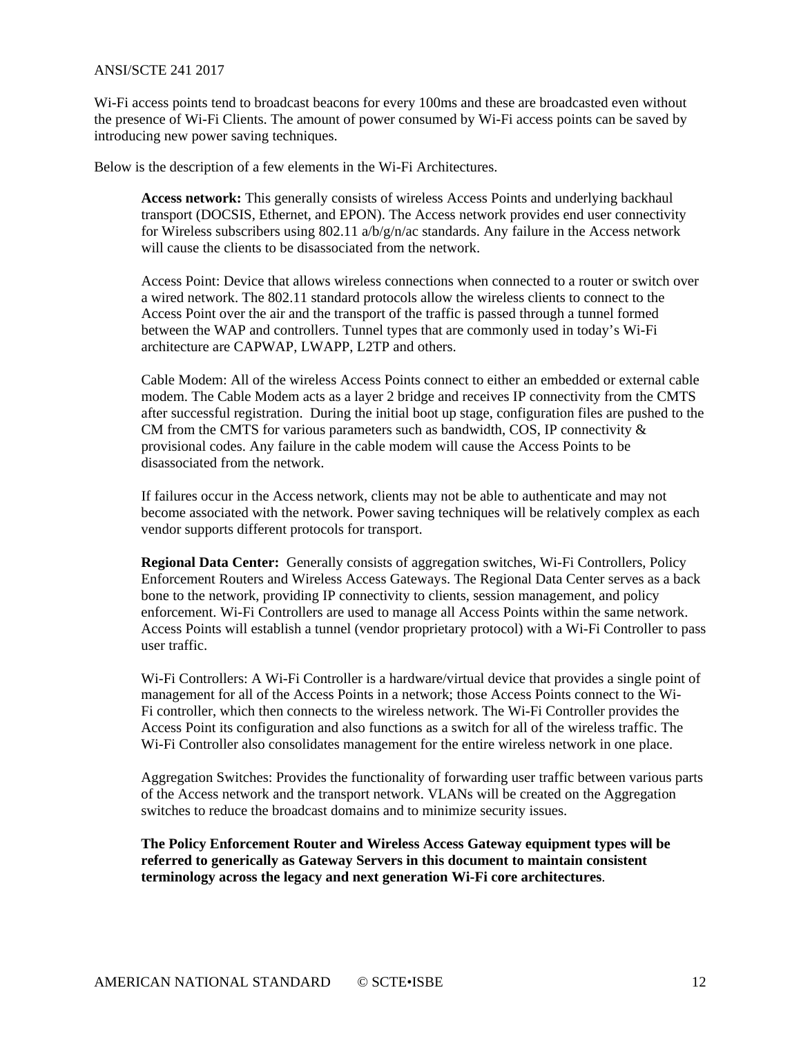Wi-Fi access points tend to broadcast beacons for every 100ms and these are broadcasted even without the presence of Wi-Fi Clients. The amount of power consumed by Wi-Fi access points can be saved by introducing new power saving techniques.

Below is the description of a few elements in the Wi-Fi Architectures.

> **Access network:** This generally consists of wireless Access Points and underlying backhaul transport (DOCSIS, Ethernet, and EPON). The Access network provides end user connectivity for Wireless subscribers using 802.11 a/b/g/n/ac standards. Any failure in the Access network will cause the clients to be disassociated from the network.
>
> Access Point: Device that allows wireless connections when connected to a router or switch over a wired network. The 802.11 standard protocols allow the wireless clients to connect to the Access Point over the air and the transport of the traffic is passed through a tunnel formed between the WAP and controllers. Tunnel types that are commonly used in today's Wi-Fi architecture are CAPWAP, LWAPP, L2TP and others.
>
> Cable Modem: All of the wireless Access Points connect to either an embedded or external cable modem. The Cable Modem acts as a layer 2 bridge and receives IP connectivity from the CMTS after successful registration. During the initial boot up stage, configuration files are pushed to the CM from the CMTS for various parameters such as bandwidth, COS, IP connectivity & provisional codes. Any failure in the cable modem will cause the Access Points to be disassociated from the network.
>
> If failures occur in the Access network, clients may not be able to authenticate and may not become associated with the network. Power saving techniques will be relatively complex as each vendor supports different protocols for transport.
>
> **Regional Data Center:** Generally consists of aggregation switches, Wi-Fi Controllers, Policy Enforcement Routers and Wireless Access Gateways. The Regional Data Center serves as a back bone to the network, providing IP connectivity to clients, session management, and policy enforcement. Wi-Fi Controllers are used to manage all Access Points within the same network. Access Points will establish a tunnel (vendor proprietary protocol) with a Wi-Fi Controller to pass user traffic.
>
> Wi-Fi Controllers: A Wi-Fi Controller is a hardware/virtual device that provides a single point of management for all of the Access Points in a network; those Access Points connect to the Wi-Fi controller, which then connects to the wireless network. The Wi-Fi Controller provides the Access Point its configuration and also functions as a switch for all of the wireless traffic. The Wi-Fi Controller also consolidates management for the entire wireless network in one place.
>
> Aggregation Switches: Provides the functionality of forwarding user traffic between various parts of the Access network and the transport network. VLANs will be created on the Aggregation switches to reduce the broadcast domains and to minimize security issues.
>
> **The Policy Enforcement Router and Wireless Access Gateway equipment types will be referred to generically as Gateway Servers in this document to maintain consistent terminology across the legacy and next generation Wi-Fi core architectures**.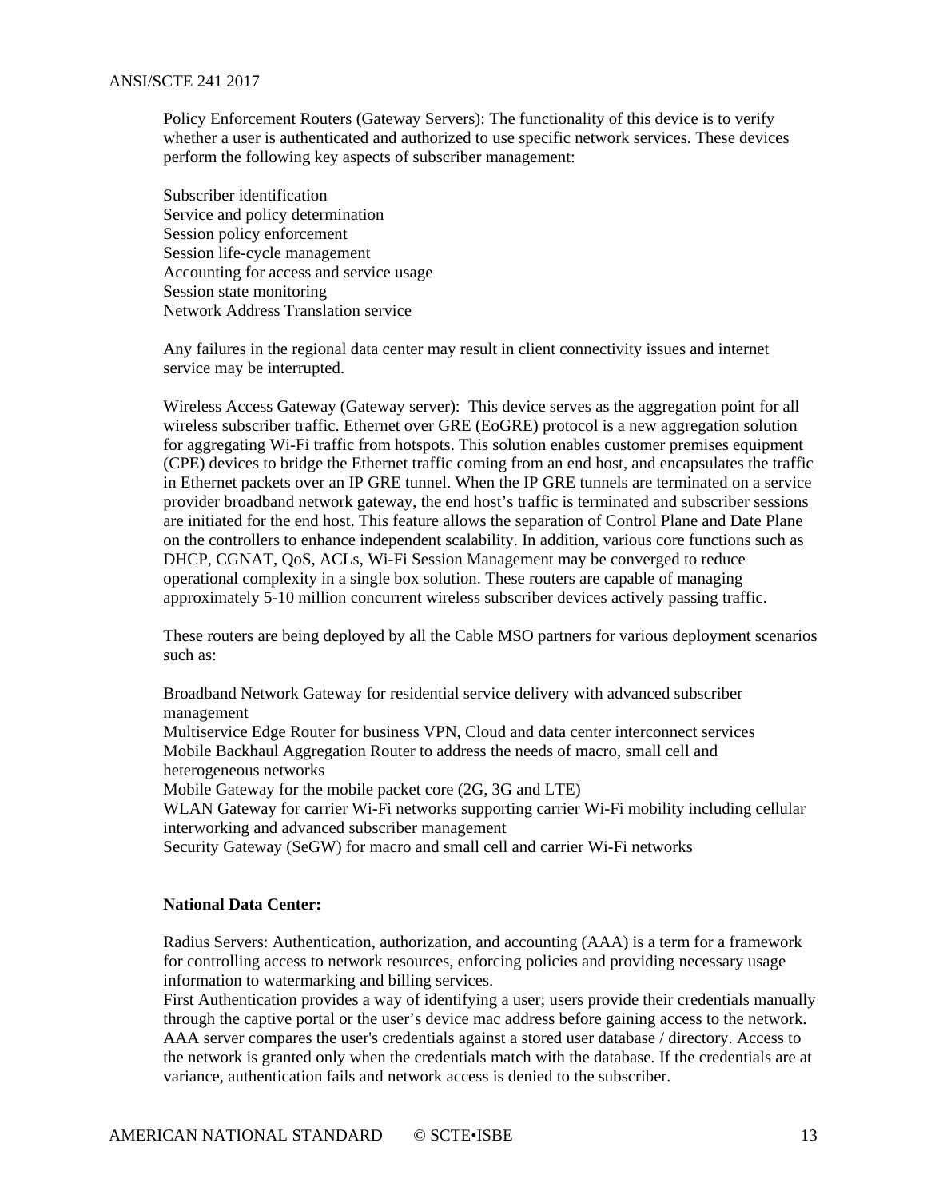Policy Enforcement Routers (Gateway Servers): The functionality of this device is to verify whether a user is authenticated and authorized to use specific network services. These devices perform the following key aspects of subscriber management:

Subscriber identification
Service and policy determination
Session policy enforcement
Session life-cycle management
Accounting for access and service usage
Session state monitoring
Network Address Translation service

Any failures in the regional data center may result in client connectivity issues and internet service may be interrupted.

Wireless Access Gateway (Gateway server): This device serves as the aggregation point for all wireless subscriber traffic. Ethernet over GRE (EoGRE) protocol is a new aggregation solution for aggregating Wi-Fi traffic from hotspots. This solution enables customer premises equipment (CPE) devices to bridge the Ethernet traffic coming from an end host, and encapsulates the traffic in Ethernet packets over an IP GRE tunnel. When the IP GRE tunnels are terminated on a service provider broadband network gateway, the end host's traffic is terminated and subscriber sessions are initiated for the end host. This feature allows the separation of Control Plane and Date Plane on the controllers to enhance independent scalability. In addition, various core functions such as DHCP, CGNAT, QoS, ACLs, Wi-Fi Session Management may be converged to reduce operational complexity in a single box solution. These routers are capable of managing approximately 5-10 million concurrent wireless subscriber devices actively passing traffic.

These routers are being deployed by all the Cable MSO partners for various deployment scenarios such as:

Broadband Network Gateway for residential service delivery with advanced subscriber management
Multiservice Edge Router for business VPN, Cloud and data center interconnect services
Mobile Backhaul Aggregation Router to address the needs of macro, small cell and heterogeneous networks
Mobile Gateway for the mobile packet core (2G, 3G and LTE)
WLAN Gateway for carrier Wi-Fi networks supporting carrier Wi-Fi mobility including cellular interworking and advanced subscriber management
Security Gateway (SeGW) for macro and small cell and carrier Wi-Fi networks

**National Data Center:**

Radius Servers: Authentication, authorization, and accounting (AAA) is a term for a framework for controlling access to network resources, enforcing policies and providing necessary usage information to watermarking and billing services.
First Authentication provides a way of identifying a user; users provide their credentials manually through the captive portal or the user's device mac address before gaining access to the network. AAA server compares the user's credentials against a stored user database / directory. Access to the network is granted only when the credentials match with the database. If the credentials are at variance, authentication fails and network access is denied to the subscriber.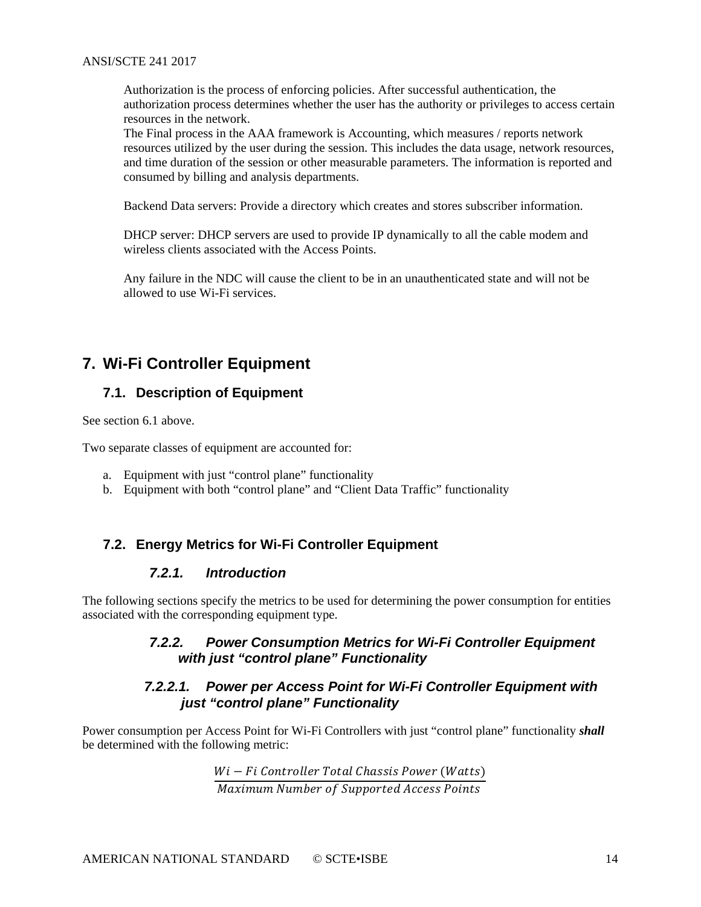Authorization is the process of enforcing policies. After successful authentication, the authorization process determines whether the user has the authority or privileges to access certain resources in the network.
The Final process in the AAA framework is Accounting, which measures / reports network resources utilized by the user during the session. This includes the data usage, network resources, and time duration of the session or other measurable parameters. The information is reported and consumed by billing and analysis departments.

Backend Data servers: Provide a directory which creates and stores subscriber information.

DHCP server: DHCP servers are used to provide IP dynamically to all the cable modem and wireless clients associated with the Access Points.

Any failure in the NDC will cause the client to be in an unauthenticated state and will not be allowed to use Wi-Fi services.

# 7. Wi-Fi Controller Equipment

## 7.1. Description of Equipment

See section 6.1 above.

Two separate classes of equipment are accounted for:

a. Equipment with just "control plane" functionality
b. Equipment with both "control plane" and "Client Data Traffic" functionality

## 7.2. Energy Metrics for Wi-Fi Controller Equipment

### *7.2.1. Introduction*

The following sections specify the metrics to be used for determining the power consumption for entities associated with the corresponding equipment type.

### *7.2.2. Power Consumption Metrics for Wi-Fi Controller Equipment with just "control plane" Functionality*

#### *7.2.2.1. Power per Access Point for Wi-Fi Controller Equipment with just "control plane" Functionality*

Power consumption per Access Point for Wi-Fi Controllers with just "control plane" functionality ***shall*** be determined with the following metric:

$$\frac{Wi-Fi\ Controller\ Total\ Chassis\ Power\ (Watts)}{Maximum\ Number\ of\ Supported\ Access\ Points}$$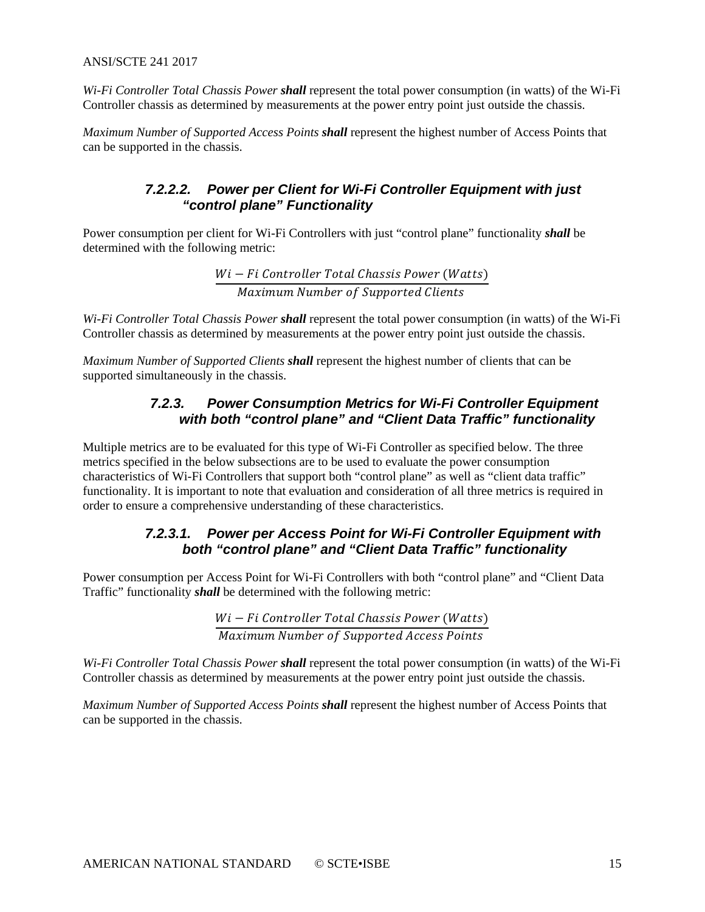*Wi-Fi Controller Total Chassis Power* ***shall*** represent the total power consumption (in watts) of the Wi-Fi Controller chassis as determined by measurements at the power entry point just outside the chassis.

*Maximum Number of Supported Access Points* ***shall*** represent the highest number of Access Points that can be supported in the chassis.

#### 7.2.2.2. Power per Client for Wi-Fi Controller Equipment with just "control plane" Functionality

Power consumption per client for Wi-Fi Controllers with just "control plane" functionality ***shall*** be determined with the following metric:

$$\frac{Wi-Fi\ Controller\ Total\ Chassis\ Power\ (Watts)}{Maximum\ Number\ of\ Supported\ Clients}$$

*Wi-Fi Controller Total Chassis Power* ***shall*** represent the total power consumption (in watts) of the Wi-Fi Controller chassis as determined by measurements at the power entry point just outside the chassis.

*Maximum Number of Supported Clients* ***shall*** represent the highest number of clients that can be supported simultaneously in the chassis.

### 7.2.3. Power Consumption Metrics for Wi-Fi Controller Equipment with both "control plane" and "Client Data Traffic" functionality

Multiple metrics are to be evaluated for this type of Wi-Fi Controller as specified below. The three metrics specified in the below subsections are to be used to evaluate the power consumption characteristics of Wi-Fi Controllers that support both "control plane" as well as "client data traffic" functionality. It is important to note that evaluation and consideration of all three metrics is required in order to ensure a comprehensive understanding of these characteristics.

#### 7.2.3.1. Power per Access Point for Wi-Fi Controller Equipment with both "control plane" and "Client Data Traffic" functionality

Power consumption per Access Point for Wi-Fi Controllers with both "control plane" and "Client Data Traffic" functionality ***shall*** be determined with the following metric:

$$\frac{Wi-Fi\ Controller\ Total\ Chassis\ Power\ (Watts)}{Maximum\ Number\ of\ Supported\ Access\ Points}$$

*Wi-Fi Controller Total Chassis Power* ***shall*** represent the total power consumption (in watts) of the Wi-Fi Controller chassis as determined by measurements at the power entry point just outside the chassis.

*Maximum Number of Supported Access Points* ***shall*** represent the highest number of Access Points that can be supported in the chassis.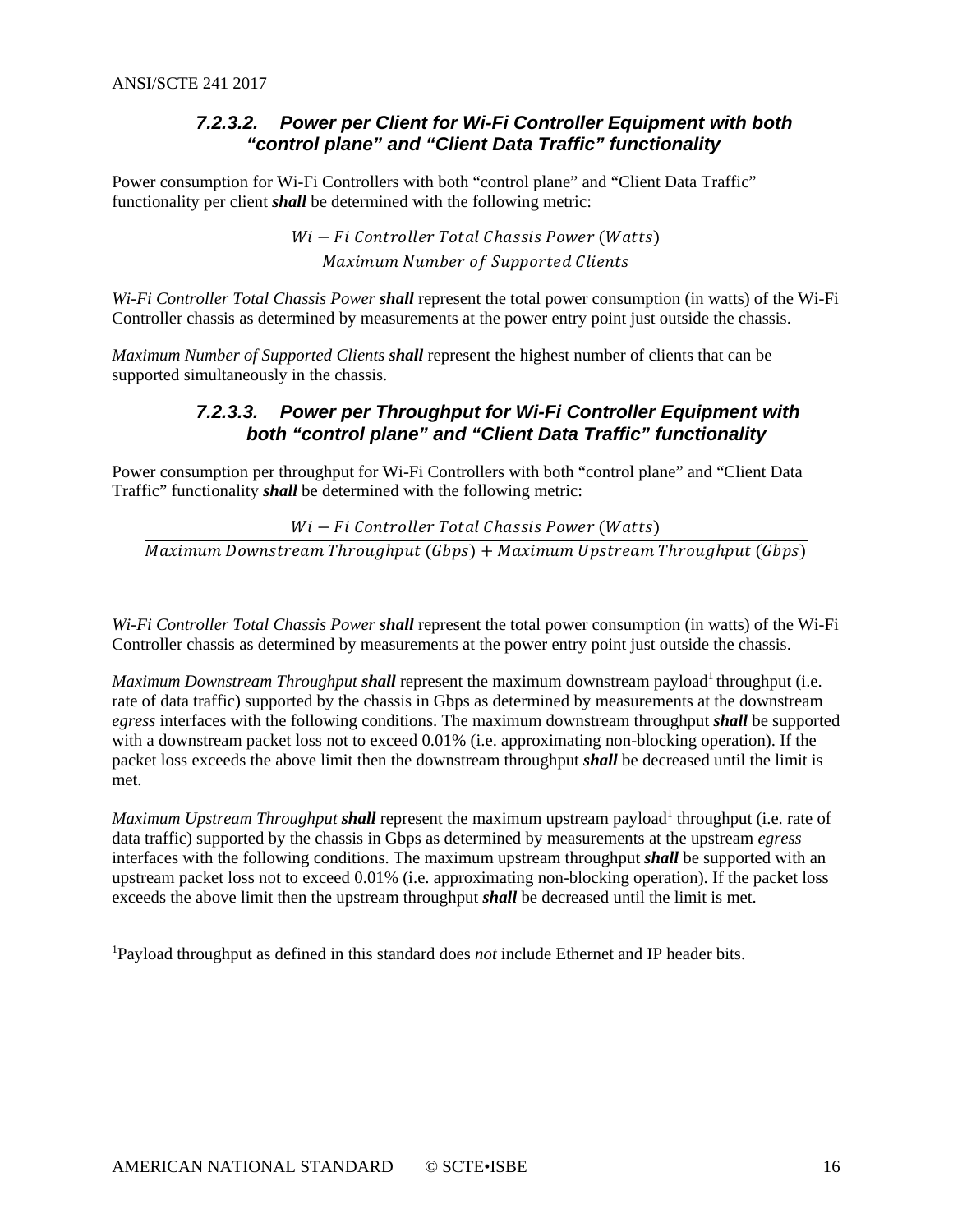#### 7.2.3.2. Power per Client for Wi-Fi Controller Equipment with both "control plane" and "Client Data Traffic" functionality

Power consumption for Wi-Fi Controllers with both "control plane" and "Client Data Traffic" functionality per client ***shall*** be determined with the following metric:

$$\frac{Wi-Fi\ Controller\ Total\ Chassis\ Power\ (Watts)}{Maximum\ Number\ of\ Supported\ Clients}$$

*Wi-Fi Controller Total Chassis Power* ***shall*** represent the total power consumption (in watts) of the Wi-Fi Controller chassis as determined by measurements at the power entry point just outside the chassis.

*Maximum Number of Supported Clients* ***shall*** represent the highest number of clients that can be supported simultaneously in the chassis.

#### 7.2.3.3. Power per Throughput for Wi-Fi Controller Equipment with both "control plane" and "Client Data Traffic" functionality

Power consumption per throughput for Wi-Fi Controllers with both "control plane" and "Client Data Traffic" functionality ***shall*** be determined with the following metric:

$$\frac{Wi-Fi\ Controller\ Total\ Chassis\ Power\ (Watts)}{Maximum\ Downstream\ Throughput\ (Gbps) + Maximum\ Upstream\ Throughput\ (Gbps)}$$

*Wi-Fi Controller Total Chassis Power* ***shall*** represent the total power consumption (in watts) of the Wi-Fi Controller chassis as determined by measurements at the power entry point just outside the chassis.

*Maximum Downstream Throughput* ***shall*** represent the maximum downstream payload[1] throughput (i.e. rate of data traffic) supported by the chassis in Gbps as determined by measurements at the downstream *egress* interfaces with the following conditions. The maximum downstream throughput ***shall*** be supported with a downstream packet loss not to exceed 0.01% (i.e. approximating non-blocking operation). If the packet loss exceeds the above limit then the downstream throughput ***shall*** be decreased until the limit is met.

*Maximum Upstream Throughput* ***shall*** represent the maximum upstream payload[1] throughput (i.e. rate of data traffic) supported by the chassis in Gbps as determined by measurements at the upstream *egress* interfaces with the following conditions. The maximum upstream throughput ***shall*** be supported with an upstream packet loss not to exceed 0.01% (i.e. approximating non-blocking operation). If the packet loss exceeds the above limit then the upstream throughput ***shall*** be decreased until the limit is met.

[1]Payload throughput as defined in this standard does *not* include Ethernet and IP header bits.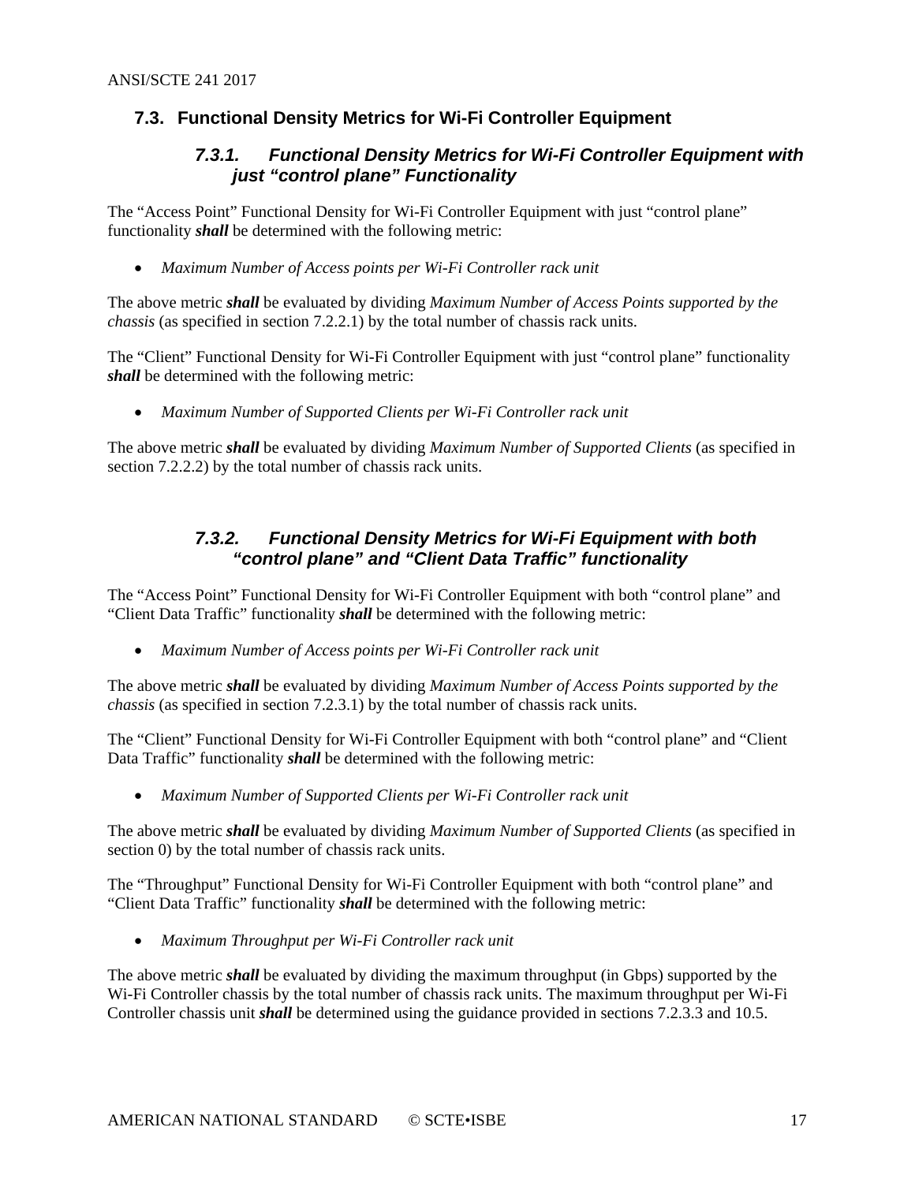## 7.3. Functional Density Metrics for Wi-Fi Controller Equipment

### *7.3.1. Functional Density Metrics for Wi-Fi Controller Equipment with just "control plane" Functionality*

The "Access Point" Functional Density for Wi-Fi Controller Equipment with just "control plane" functionality ***shall*** be determined with the following metric:

- *Maximum Number of Access points per Wi-Fi Controller rack unit*

The above metric ***shall*** be evaluated by dividing *Maximum Number of Access Points supported by the chassis* (as specified in section 7.2.2.1) by the total number of chassis rack units.

The "Client" Functional Density for Wi-Fi Controller Equipment with just "control plane" functionality ***shall*** be determined with the following metric:

- *Maximum Number of Supported Clients per Wi-Fi Controller rack unit*

The above metric ***shall*** be evaluated by dividing *Maximum Number of Supported Clients* (as specified in section 7.2.2.2) by the total number of chassis rack units.

### *7.3.2. Functional Density Metrics for Wi-Fi Equipment with both "control plane" and "Client Data Traffic" functionality*

The "Access Point" Functional Density for Wi-Fi Controller Equipment with both "control plane" and "Client Data Traffic" functionality ***shall*** be determined with the following metric:

- *Maximum Number of Access points per Wi-Fi Controller rack unit*

The above metric ***shall*** be evaluated by dividing *Maximum Number of Access Points supported by the chassis* (as specified in section 7.2.3.1) by the total number of chassis rack units.

The "Client" Functional Density for Wi-Fi Controller Equipment with both "control plane" and "Client Data Traffic" functionality ***shall*** be determined with the following metric:

- *Maximum Number of Supported Clients per Wi-Fi Controller rack unit*

The above metric ***shall*** be evaluated by dividing *Maximum Number of Supported Clients* (as specified in section 0) by the total number of chassis rack units.

The "Throughput" Functional Density for Wi-Fi Controller Equipment with both "control plane" and "Client Data Traffic" functionality ***shall*** be determined with the following metric:

- *Maximum Throughput per Wi-Fi Controller rack unit*

The above metric ***shall*** be evaluated by dividing the maximum throughput (in Gbps) supported by the Wi-Fi Controller chassis by the total number of chassis rack units. The maximum throughput per Wi-Fi Controller chassis unit ***shall*** be determined using the guidance provided in sections 7.2.3.3 and 10.5.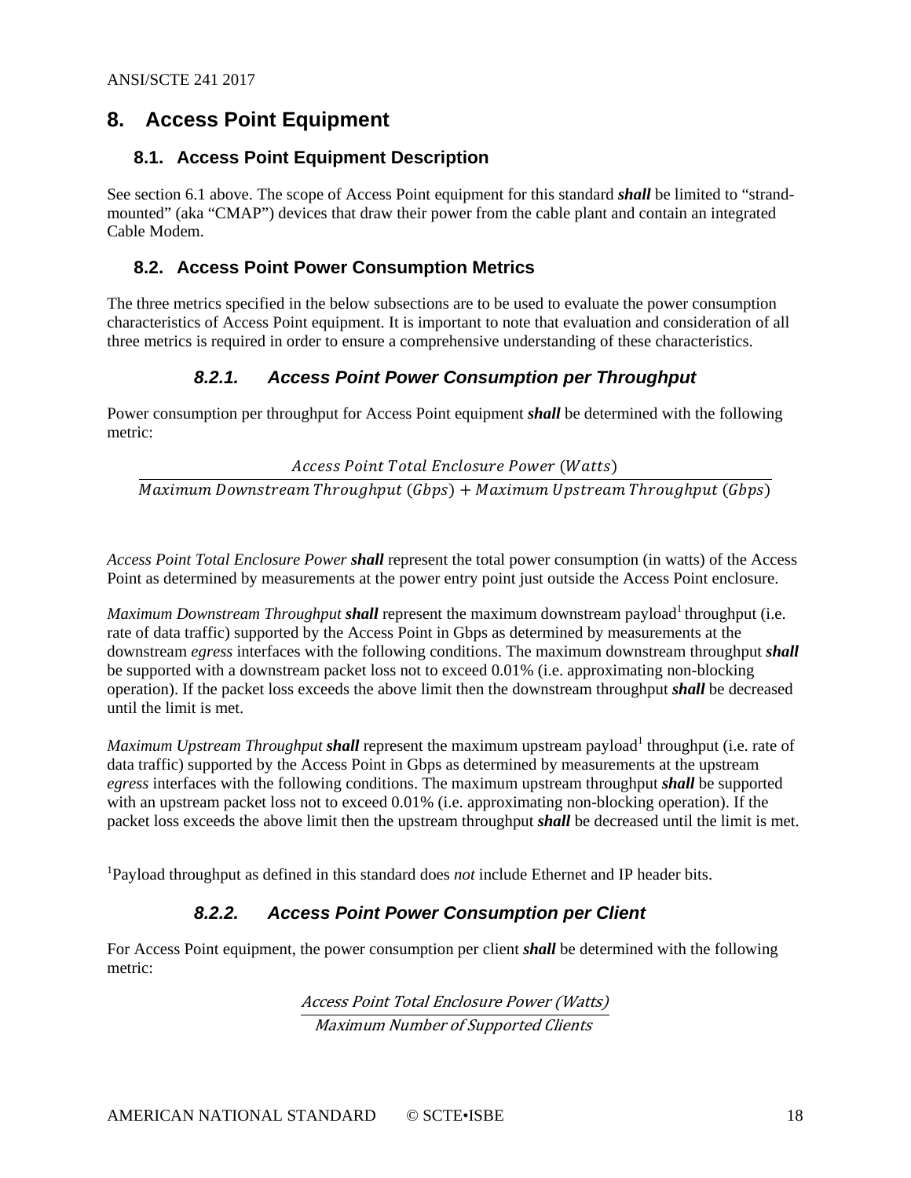# 8. Access Point Equipment

## 8.1. Access Point Equipment Description

See section 6.1 above. The scope of Access Point equipment for this standard ***shall*** be limited to “strand-mounted” (aka “CMAP”) devices that draw their power from the cable plant and contain an integrated Cable Modem.

## 8.2. Access Point Power Consumption Metrics

The three metrics specified in the below subsections are to be used to evaluate the power consumption characteristics of Access Point equipment. It is important to note that evaluation and consideration of all three metrics is required in order to ensure a comprehensive understanding of these characteristics.

### 8.2.1. Access Point Power Consumption per Throughput

Power consumption per throughput for Access Point equipment ***shall*** be determined with the following metric:

$$\frac{Access\ Point\ Total\ Enclosure\ Power\ (Watts)}{Maximum\ Downstream\ Throughput\ (Gbps) + Maximum\ Upstream\ Throughput\ (Gbps)}$$

*Access Point Total Enclosure Power* ***shall*** represent the total power consumption (in watts) of the Access Point as determined by measurements at the power entry point just outside the Access Point enclosure.

*Maximum Downstream Throughput* ***shall*** represent the maximum downstream payload[1] throughput (i.e. rate of data traffic) supported by the Access Point in Gbps as determined by measurements at the downstream *egress* interfaces with the following conditions. The maximum downstream throughput ***shall*** be supported with a downstream packet loss not to exceed 0.01% (i.e. approximating non-blocking operation). If the packet loss exceeds the above limit then the downstream throughput ***shall*** be decreased until the limit is met.

*Maximum Upstream Throughput* ***shall*** represent the maximum upstream payload[1] throughput (i.e. rate of data traffic) supported by the Access Point in Gbps as determined by measurements at the upstream *egress* interfaces with the following conditions. The maximum upstream throughput ***shall*** be supported with an upstream packet loss not to exceed 0.01% (i.e. approximating non-blocking operation). If the packet loss exceeds the above limit then the upstream throughput ***shall*** be decreased until the limit is met.

[1]Payload throughput as defined in this standard does *not* include Ethernet and IP header bits.

### 8.2.2. Access Point Power Consumption per Client

For Access Point equipment, the power consumption per client ***shall*** be determined with the following metric:

$$\frac{Access\ Point\ Total\ Enclosure\ Power\ (Watts)}{Maximum\ Number\ of\ Supported\ Clients}$$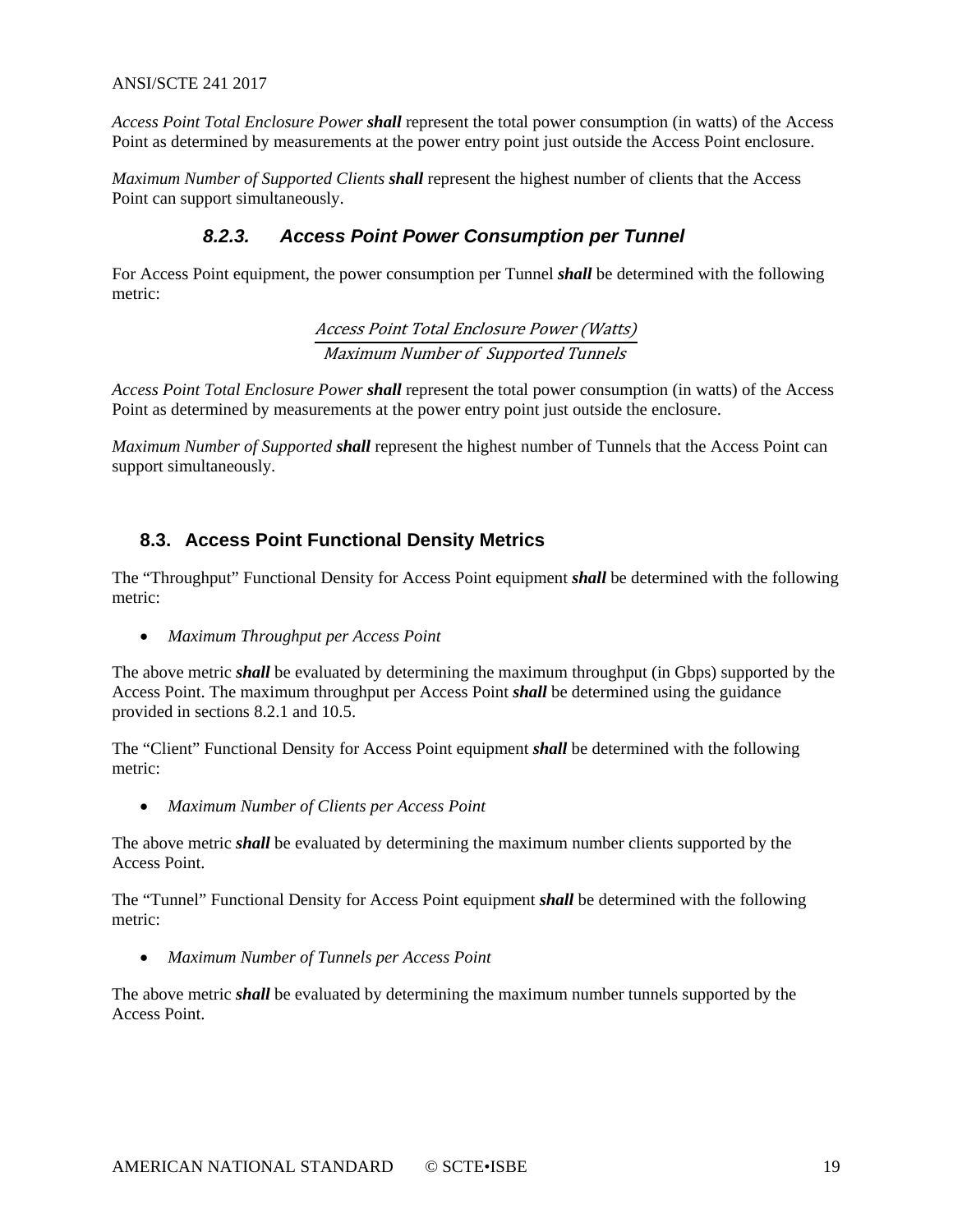*Access Point Total Enclosure Power* ***shall*** represent the total power consumption (in watts) of the Access Point as determined by measurements at the power entry point just outside the Access Point enclosure.

*Maximum Number of Supported Clients* ***shall*** represent the highest number of clients that the Access Point can support simultaneously.

#### 8.2.3. Access Point Power Consumption per Tunnel

For Access Point equipment, the power consumption per Tunnel ***shall*** be determined with the following metric:

$$\frac{\textit{Access Point Total Enclosure Power (Watts)}}{\textit{Maximum Number of Supported Tunnels}}$$

*Access Point Total Enclosure Power* ***shall*** represent the total power consumption (in watts) of the Access Point as determined by measurements at the power entry point just outside the enclosure.

*Maximum Number of Supported* ***shall*** represent the highest number of Tunnels that the Access Point can support simultaneously.

### 8.3. Access Point Functional Density Metrics

The "Throughput" Functional Density for Access Point equipment ***shall*** be determined with the following metric:

- *Maximum Throughput per Access Point*

The above metric ***shall*** be evaluated by determining the maximum throughput (in Gbps) supported by the Access Point. The maximum throughput per Access Point ***shall*** be determined using the guidance provided in sections 8.2.1 and 10.5.

The "Client" Functional Density for Access Point equipment ***shall*** be determined with the following metric:

- *Maximum Number of Clients per Access Point*

The above metric ***shall*** be evaluated by determining the maximum number clients supported by the Access Point.

The "Tunnel" Functional Density for Access Point equipment ***shall*** be determined with the following metric:

- *Maximum Number of Tunnels per Access Point*

The above metric ***shall*** be evaluated by determining the maximum number tunnels supported by the Access Point.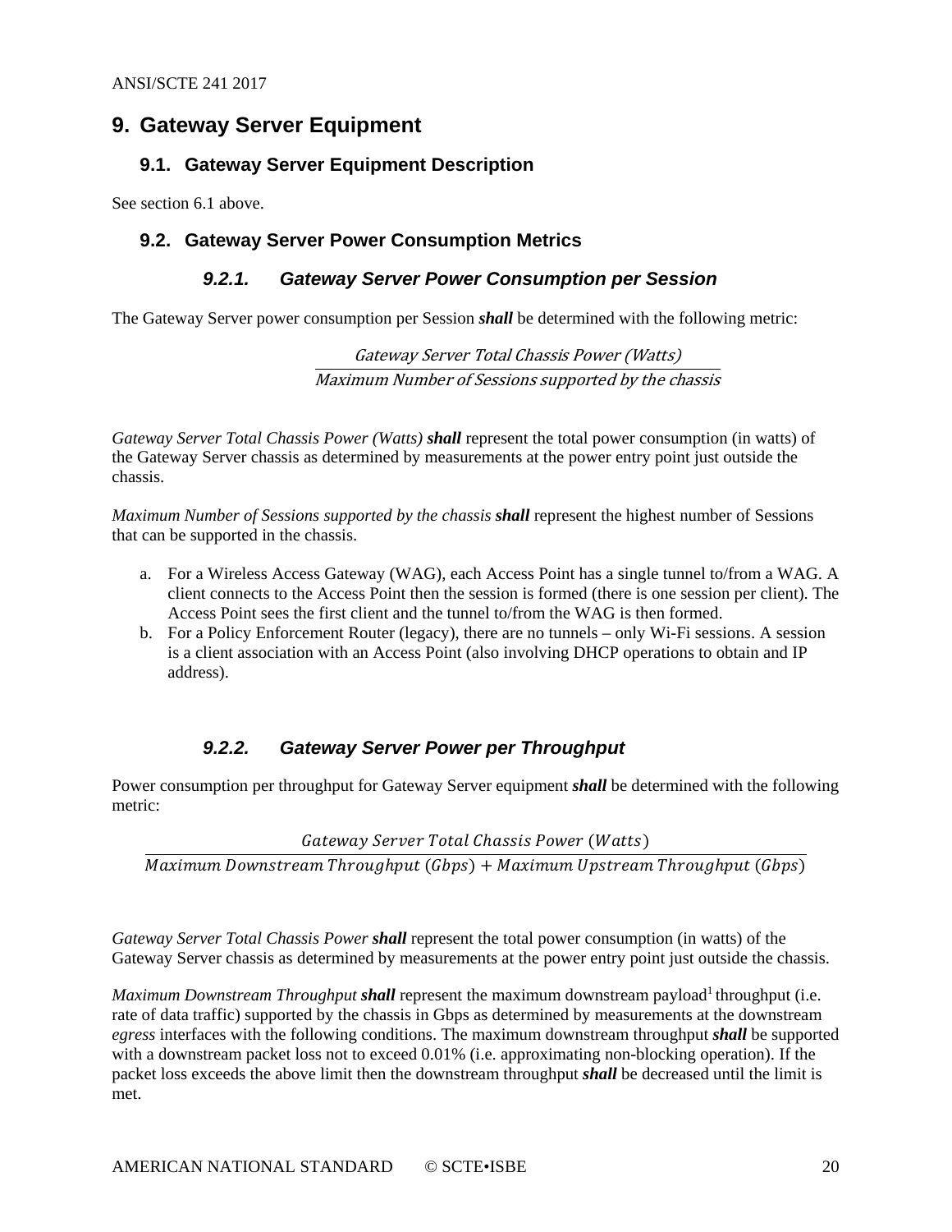# 9. Gateway Server Equipment

## 9.1. Gateway Server Equipment Description

See section 6.1 above.

## 9.2. Gateway Server Power Consumption Metrics

### 9.2.1. Gateway Server Power Consumption per Session

The Gateway Server power consumption per Session ***shall*** be determined with the following metric:

$$\frac{\text{Gateway Server Total Chassis Power (Watts)}}{\text{Maximum Number of Sessions supported by the chassis}}$$

*Gateway Server Total Chassis Power (Watts)* ***shall*** represent the total power consumption (in watts) of the Gateway Server chassis as determined by measurements at the power entry point just outside the chassis.

*Maximum Number of Sessions supported by the chassis* ***shall*** represent the highest number of Sessions that can be supported in the chassis.

a. For a Wireless Access Gateway (WAG), each Access Point has a single tunnel to/from a WAG. A client connects to the Access Point then the session is formed (there is one session per client). The Access Point sees the first client and the tunnel to/from the WAG is then formed.
b. For a Policy Enforcement Router (legacy), there are no tunnels – only Wi-Fi sessions. A session is a client association with an Access Point (also involving DHCP operations to obtain and IP address).

### 9.2.2. Gateway Server Power per Throughput

Power consumption per throughput for Gateway Server equipment ***shall*** be determined with the following metric:

$$\frac{Gateway\ Server\ Total\ Chassis\ Power\ (Watts)}{Maximum\ Downstream\ Throughput\ (Gbps) + Maximum\ Upstream\ Throughput\ (Gbps)}$$

*Gateway Server Total Chassis Power* ***shall*** represent the total power consumption (in watts) of the Gateway Server chassis as determined by measurements at the power entry point just outside the chassis.

*Maximum Downstream Throughput* ***shall*** represent the maximum downstream payload[1] throughput (i.e. rate of data traffic) supported by the chassis in Gbps as determined by measurements at the downstream *egress* interfaces with the following conditions. The maximum downstream throughput ***shall*** be supported with a downstream packet loss not to exceed 0.01% (i.e. approximating non-blocking operation). If the packet loss exceeds the above limit then the downstream throughput ***shall*** be decreased until the limit is met.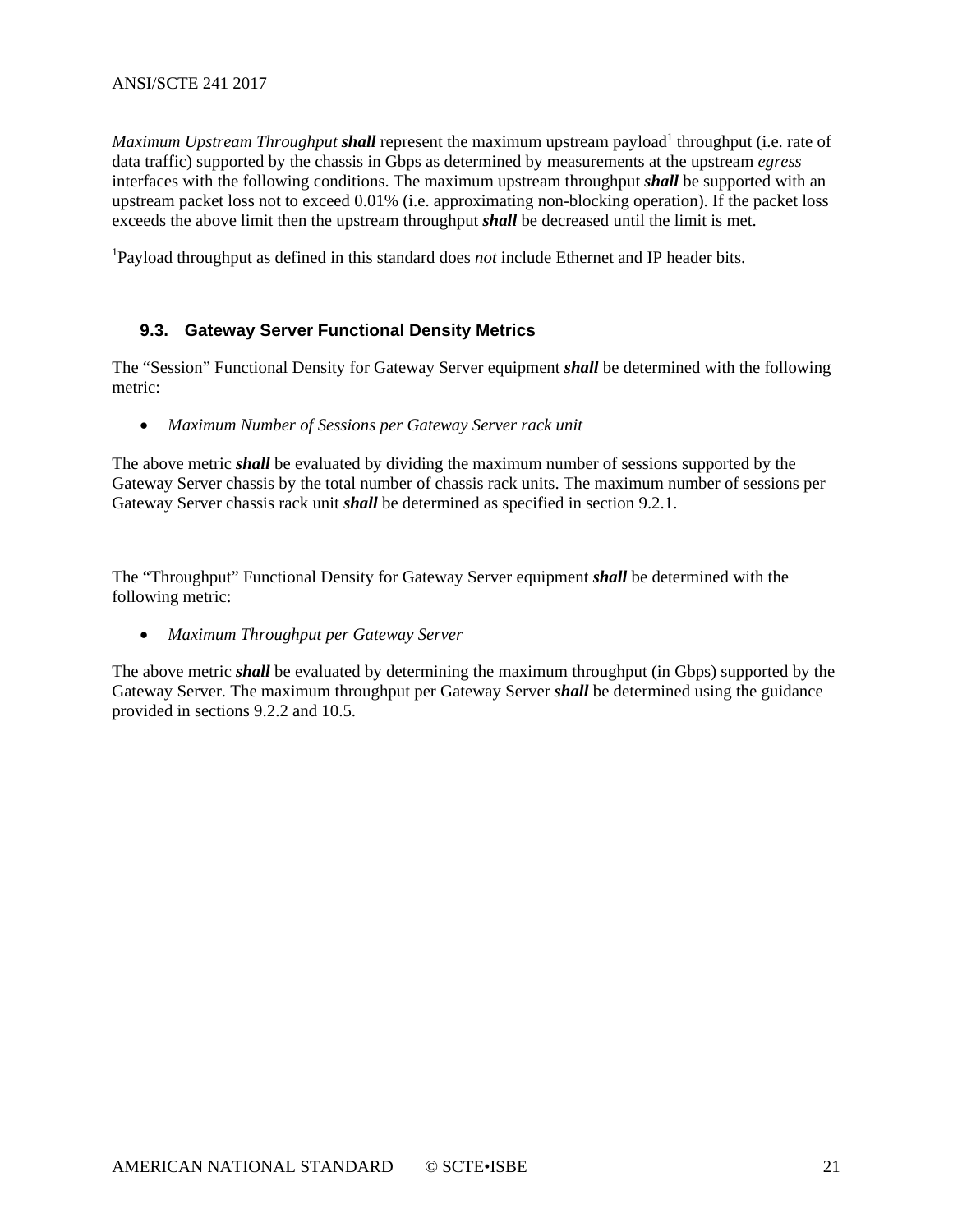*Maximum Upstream Throughput* ***shall*** represent the maximum upstream payload[1] throughput (i.e. rate of data traffic) supported by the chassis in Gbps as determined by measurements at the upstream *egress* interfaces with the following conditions. The maximum upstream throughput ***shall*** be supported with an upstream packet loss not to exceed 0.01% (i.e. approximating non-blocking operation). If the packet loss exceeds the above limit then the upstream throughput ***shall*** be decreased until the limit is met.

[1]Payload throughput as defined in this standard does *not* include Ethernet and IP header bits.

### 9.3. Gateway Server Functional Density Metrics

The "Session" Functional Density for Gateway Server equipment ***shall*** be determined with the following metric:

- *Maximum Number of Sessions per Gateway Server rack unit*

The above metric ***shall*** be evaluated by dividing the maximum number of sessions supported by the Gateway Server chassis by the total number of chassis rack units. The maximum number of sessions per Gateway Server chassis rack unit ***shall*** be determined as specified in section 9.2.1.

The "Throughput" Functional Density for Gateway Server equipment ***shall*** be determined with the following metric:

- *Maximum Throughput per Gateway Server*

The above metric ***shall*** be evaluated by determining the maximum throughput (in Gbps) supported by the Gateway Server. The maximum throughput per Gateway Server ***shall*** be determined using the guidance provided in sections 9.2.2 and 10.5.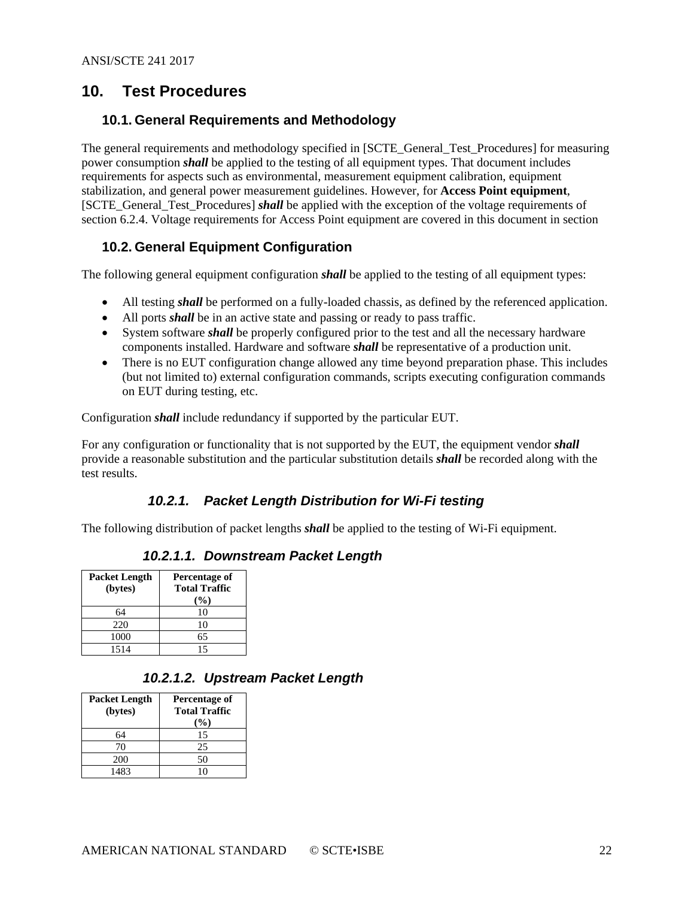# 10. Test Procedures

## 10.1. General Requirements and Methodology

The general requirements and methodology specified in [SCTE_General_Test_Procedures] for measuring power consumption ***shall*** be applied to the testing of all equipment types. That document includes requirements for aspects such as environmental, measurement equipment calibration, equipment stabilization, and general power measurement guidelines. However, for **Access Point equipment**, [SCTE_General_Test_Procedures] ***shall*** be applied with the exception of the voltage requirements of section 6.2.4. Voltage requirements for Access Point equipment are covered in this document in section

## 10.2. General Equipment Configuration

The following general equipment configuration ***shall*** be applied to the testing of all equipment types:

- All testing ***shall*** be performed on a fully-loaded chassis, as defined by the referenced application.
- All ports ***shall*** be in an active state and passing or ready to pass traffic.
- System software ***shall*** be properly configured prior to the test and all the necessary hardware components installed. Hardware and software ***shall*** be representative of a production unit.
- There is no EUT configuration change allowed any time beyond preparation phase. This includes (but not limited to) external configuration commands, scripts executing configuration commands on EUT during testing, etc.

Configuration ***shall*** include redundancy if supported by the particular EUT.

For any configuration or functionality that is not supported by the EUT, the equipment vendor ***shall*** provide a reasonable substitution and the particular substitution details ***shall*** be recorded along with the test results.

### *10.2.1. Packet Length Distribution for Wi-Fi testing*

The following distribution of packet lengths ***shall*** be applied to the testing of Wi-Fi equipment.

#### *10.2.1.1. Downstream Packet Length*

| Packet Length (bytes) | Percentage of Total Traffic (%) |
|---|---|
| 64 | 10 |
| 220 | 10 |
| 1000 | 65 |
| 1514 | 15 |

#### *10.2.1.2. Upstream Packet Length*

| Packet Length (bytes) | Percentage of Total Traffic (%) |
|---|---|
| 64 | 15 |
| 70 | 25 |
| 200 | 50 |
| 1483 | 10 |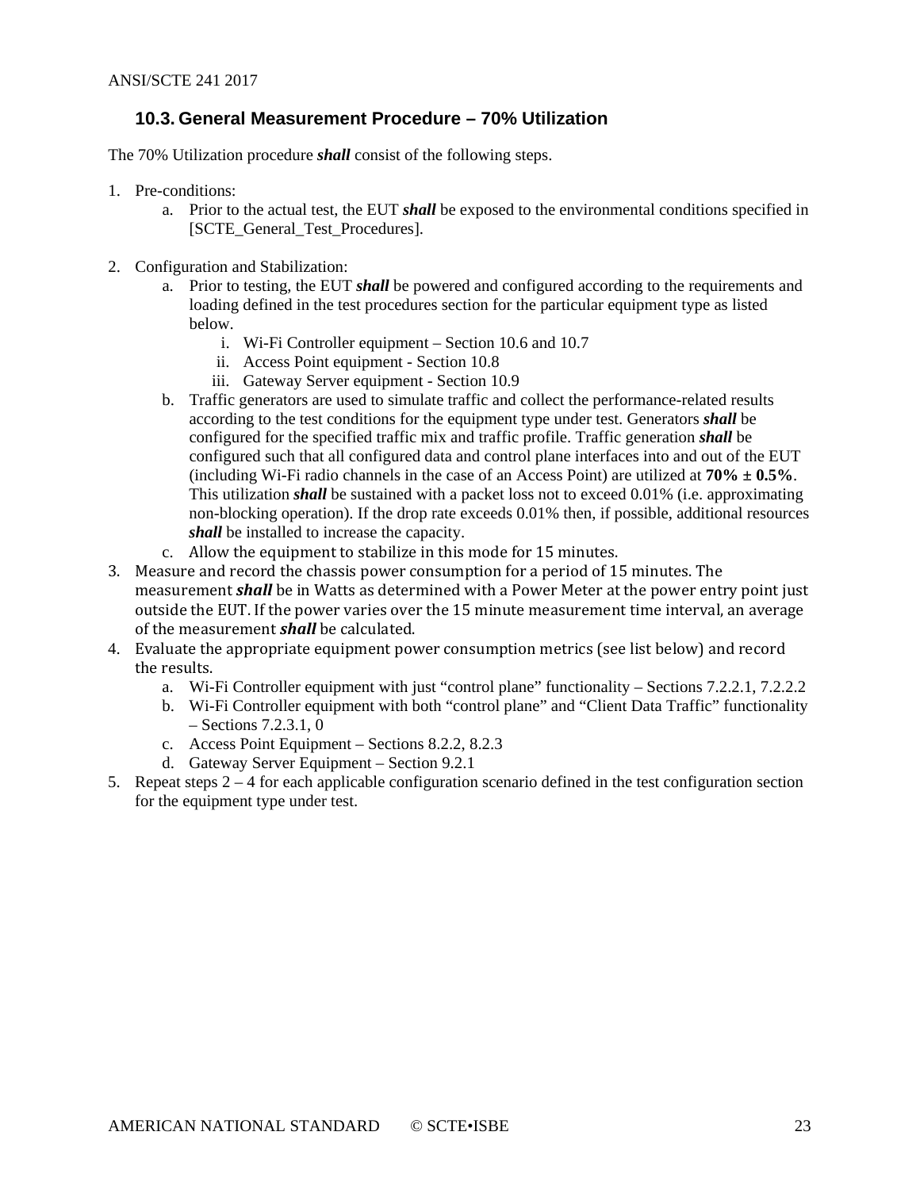### 10.3. General Measurement Procedure – 70% Utilization

The 70% Utilization procedure ***shall*** consist of the following steps.

1. Pre-conditions:
    a. Prior to the actual test, the EUT ***shall*** be exposed to the environmental conditions specified in [SCTE_General_Test_Procedures].

2. Configuration and Stabilization:
    a. Prior to testing, the EUT ***shall*** be powered and configured according to the requirements and loading defined in the test procedures section for the particular equipment type as listed below.
        i. Wi-Fi Controller equipment – Section 10.6 and 10.7
        ii. Access Point equipment - Section 10.8
        iii. Gateway Server equipment - Section 10.9
    b. Traffic generators are used to simulate traffic and collect the performance-related results according to the test conditions for the equipment type under test. Generators ***shall*** be configured for the specified traffic mix and traffic profile. Traffic generation ***shall*** be configured such that all configured data and control plane interfaces into and out of the EUT (including Wi-Fi radio channels in the case of an Access Point) are utilized at **70% ± 0.5%**. This utilization ***shall*** be sustained with a packet loss not to exceed 0.01% (i.e. approximating non-blocking operation). If the drop rate exceeds 0.01% then, if possible, additional resources ***shall*** be installed to increase the capacity.
    c. Allow the equipment to stabilize in this mode for 15 minutes.
3. Measure and record the chassis power consumption for a period of 15 minutes. The measurement ***shall*** be in Watts as determined with a Power Meter at the power entry point just outside the EUT. If the power varies over the 15 minute measurement time interval, an average of the measurement ***shall*** be calculated.
4. Evaluate the appropriate equipment power consumption metrics (see list below) and record the results.
    a. Wi-Fi Controller equipment with just "control plane" functionality – Sections 7.2.2.1, 7.2.2.2
    b. Wi-Fi Controller equipment with both "control plane" and "Client Data Traffic" functionality – Sections 7.2.3.1, 0
    c. Access Point Equipment – Sections 8.2.2, 8.2.3
    d. Gateway Server Equipment – Section 9.2.1
5. Repeat steps 2 – 4 for each applicable configuration scenario defined in the test configuration section for the equipment type under test.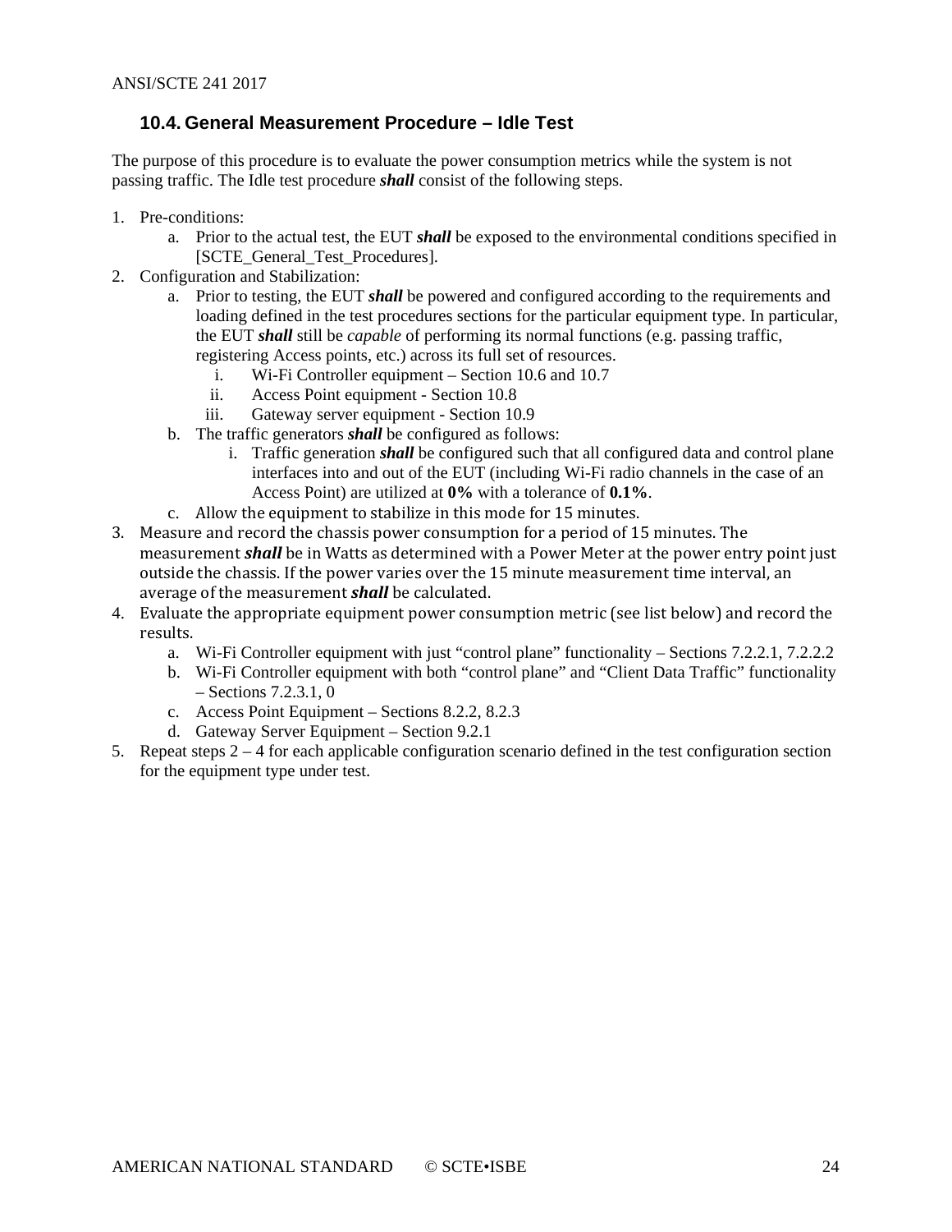## 10.4. General Measurement Procedure – Idle Test

The purpose of this procedure is to evaluate the power consumption metrics while the system is not passing traffic. The Idle test procedure ***shall*** consist of the following steps.

1. Pre-conditions:
    a. Prior to the actual test, the EUT ***shall*** be exposed to the environmental conditions specified in [SCTE_General_Test_Procedures].
2. Configuration and Stabilization:
    a. Prior to testing, the EUT ***shall*** be powered and configured according to the requirements and loading defined in the test procedures sections for the particular equipment type. In particular, the EUT ***shall*** still be *capable* of performing its normal functions (e.g. passing traffic, registering Access points, etc.) across its full set of resources.
        i. Wi-Fi Controller equipment – Section 10.6 and 10.7
        ii. Access Point equipment - Section 10.8
        iii. Gateway server equipment - Section 10.9
    b. The traffic generators ***shall*** be configured as follows:
        i. Traffic generation ***shall*** be configured such that all configured data and control plane interfaces into and out of the EUT (including Wi-Fi radio channels in the case of an Access Point) are utilized at **0%** with a tolerance of **0.1%**.
    c. Allow the equipment to stabilize in this mode for 15 minutes.
3. Measure and record the chassis power consumption for a period of 15 minutes. The measurement ***shall*** be in Watts as determined with a Power Meter at the power entry point just outside the chassis. If the power varies over the 15 minute measurement time interval, an average of the measurement ***shall*** be calculated.
4. Evaluate the appropriate equipment power consumption metric (see list below) and record the results.
    a. Wi-Fi Controller equipment with just "control plane" functionality – Sections 7.2.2.1, 7.2.2.2
    b. Wi-Fi Controller equipment with both "control plane" and "Client Data Traffic" functionality – Sections 7.2.3.1, 0
    c. Access Point Equipment – Sections 8.2.2, 8.2.3
    d. Gateway Server Equipment – Section 9.2.1
5. Repeat steps 2 – 4 for each applicable configuration scenario defined in the test configuration section for the equipment type under test.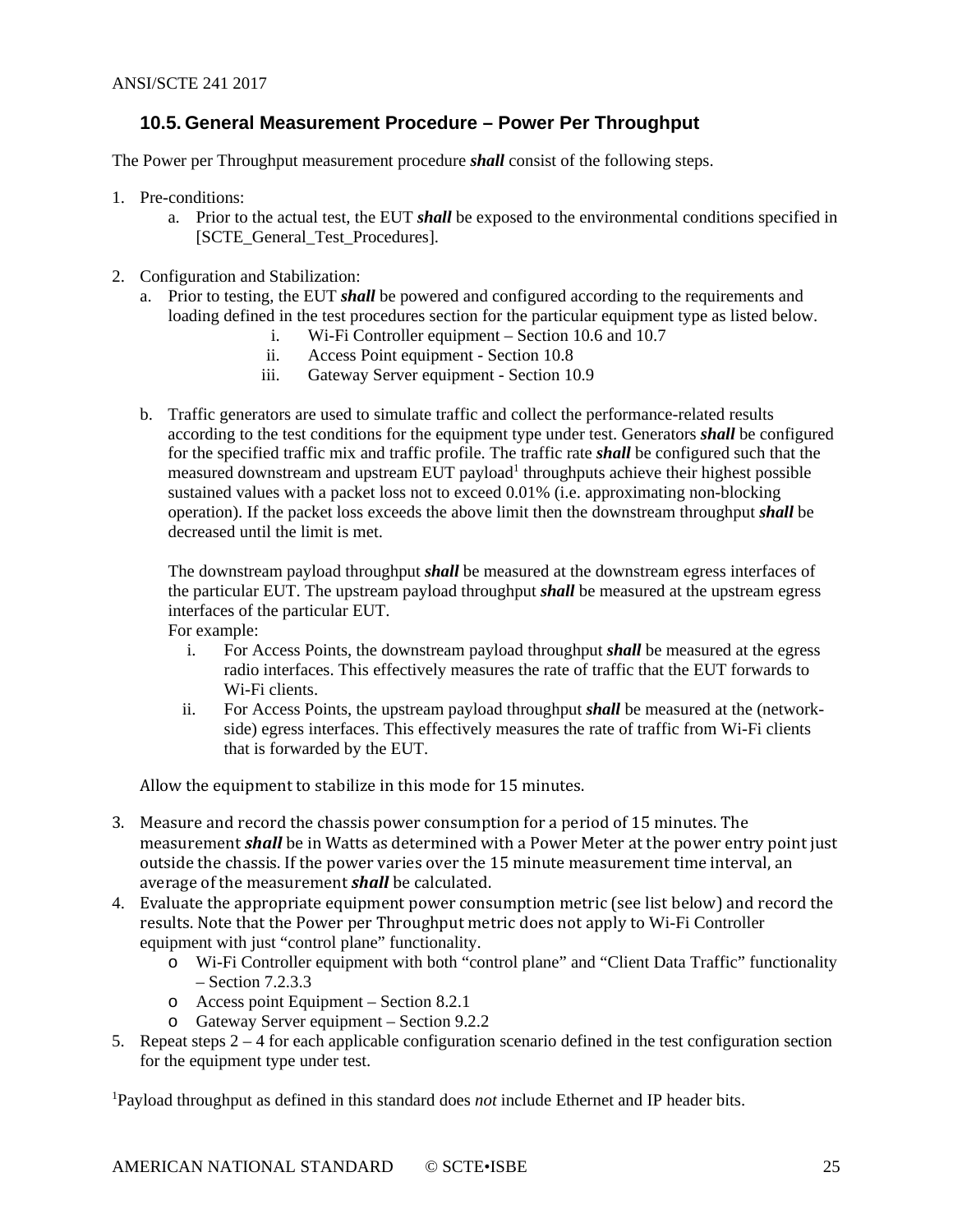## 10.5. General Measurement Procedure – Power Per Throughput

The Power per Throughput measurement procedure ***shall*** consist of the following steps.

1. Pre-conditions:
    a. Prior to the actual test, the EUT ***shall*** be exposed to the environmental conditions specified in [SCTE_General_Test_Procedures].

2. Configuration and Stabilization:
    a. Prior to testing, the EUT ***shall*** be powered and configured according to the requirements and loading defined in the test procedures section for the particular equipment type as listed below.
        i. Wi-Fi Controller equipment – Section 10.6 and 10.7
        ii. Access Point equipment - Section 10.8
        iii. Gateway Server equipment - Section 10.9

    b. Traffic generators are used to simulate traffic and collect the performance-related results according to the test conditions for the equipment type under test. Generators ***shall*** be configured for the specified traffic mix and traffic profile. The traffic rate ***shall*** be configured such that the measured downstream and upstream EUT payload[1] throughputs achieve their highest possible sustained values with a packet loss not to exceed 0.01% (i.e. approximating non-blocking operation). If the packet loss exceeds the above limit then the downstream throughput ***shall*** be decreased until the limit is met.

       The downstream payload throughput ***shall*** be measured at the downstream egress interfaces of the particular EUT. The upstream payload throughput ***shall*** be measured at the upstream egress interfaces of the particular EUT.
       For example:
        i. For Access Points, the downstream payload throughput ***shall*** be measured at the egress radio interfaces. This effectively measures the rate of traffic that the EUT forwards to Wi-Fi clients.
        ii. For Access Points, the upstream payload throughput ***shall*** be measured at the (network-side) egress interfaces. This effectively measures the rate of traffic from Wi-Fi clients that is forwarded by the EUT.

    Allow the equipment to stabilize in this mode for 15 minutes.

3. Measure and record the chassis power consumption for a period of 15 minutes. The measurement ***shall*** be in Watts as determined with a Power Meter at the power entry point just outside the chassis. If the power varies over the 15 minute measurement time interval, an average of the measurement ***shall*** be calculated.
4. Evaluate the appropriate equipment power consumption metric (see list below) and record the results. Note that the Power per Throughput metric does not apply to Wi-Fi Controller equipment with just "control plane" functionality.
    - Wi-Fi Controller equipment with both "control plane" and "Client Data Traffic" functionality – Section 7.2.3.3
    - Access point Equipment – Section 8.2.1
    - Gateway Server equipment – Section 9.2.2
5. Repeat steps 2 – 4 for each applicable configuration scenario defined in the test configuration section for the equipment type under test.

[1]Payload throughput as defined in this standard does *not* include Ethernet and IP header bits.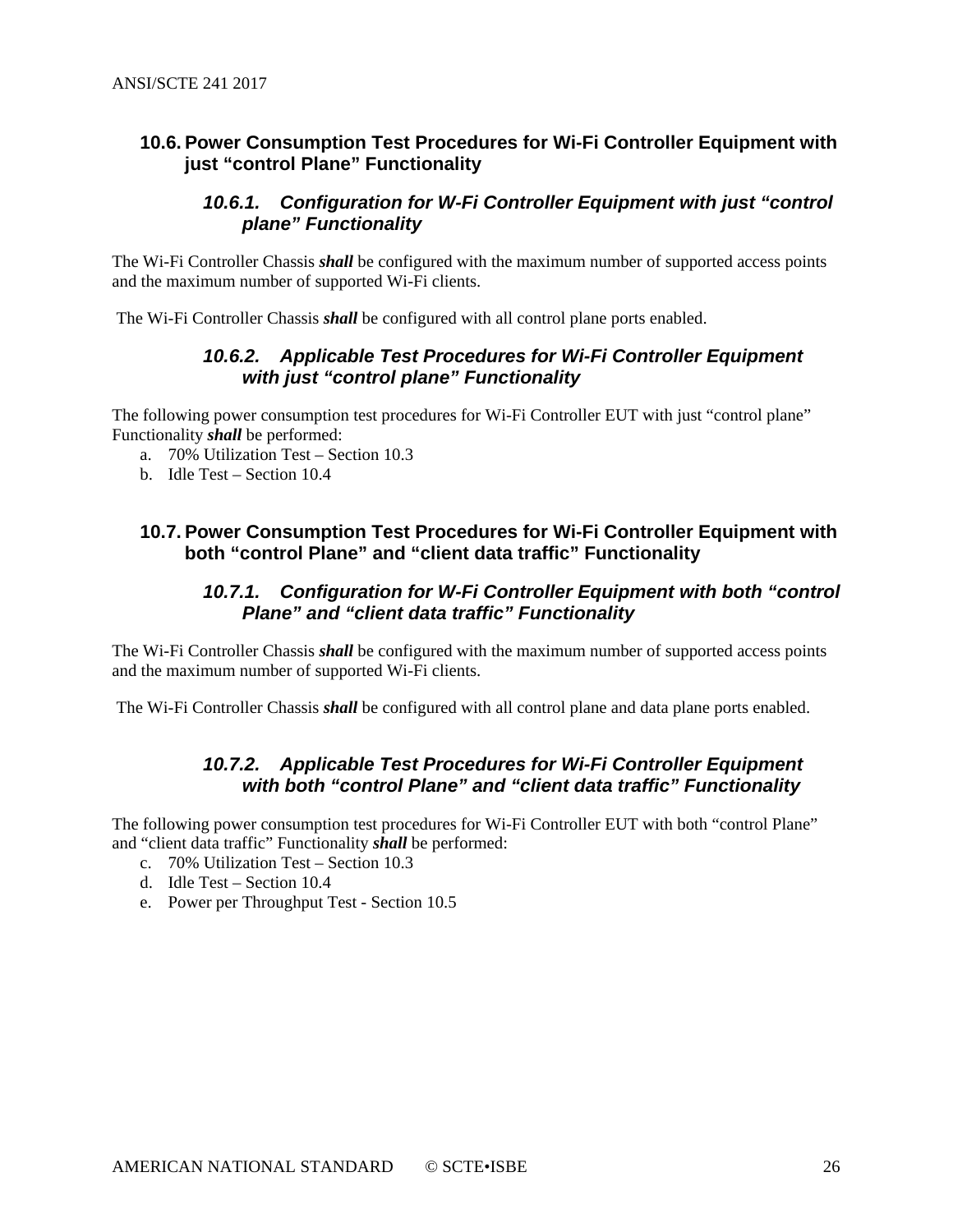## 10.6. Power Consumption Test Procedures for Wi-Fi Controller Equipment with just "control Plane" Functionality

### *10.6.1. Configuration for W-Fi Controller Equipment with just "control plane" Functionality*

The Wi-Fi Controller Chassis ***shall*** be configured with the maximum number of supported access points and the maximum number of supported Wi-Fi clients.

The Wi-Fi Controller Chassis ***shall*** be configured with all control plane ports enabled.

### *10.6.2. Applicable Test Procedures for Wi-Fi Controller Equipment with just "control plane" Functionality*

The following power consumption test procedures for Wi-Fi Controller EUT with just "control plane" Functionality ***shall*** be performed:

a. 70% Utilization Test – Section 10.3
b. Idle Test – Section 10.4

## 10.7. Power Consumption Test Procedures for Wi-Fi Controller Equipment with both "control Plane" and "client data traffic" Functionality

### *10.7.1. Configuration for W-Fi Controller Equipment with both "control Plane" and "client data traffic" Functionality*

The Wi-Fi Controller Chassis ***shall*** be configured with the maximum number of supported access points and the maximum number of supported Wi-Fi clients.

The Wi-Fi Controller Chassis ***shall*** be configured with all control plane and data plane ports enabled.

### *10.7.2. Applicable Test Procedures for Wi-Fi Controller Equipment with both "control Plane" and "client data traffic" Functionality*

The following power consumption test procedures for Wi-Fi Controller EUT with both "control Plane" and "client data traffic" Functionality ***shall*** be performed:

c. 70% Utilization Test – Section 10.3
d. Idle Test – Section 10.4
e. Power per Throughput Test - Section 10.5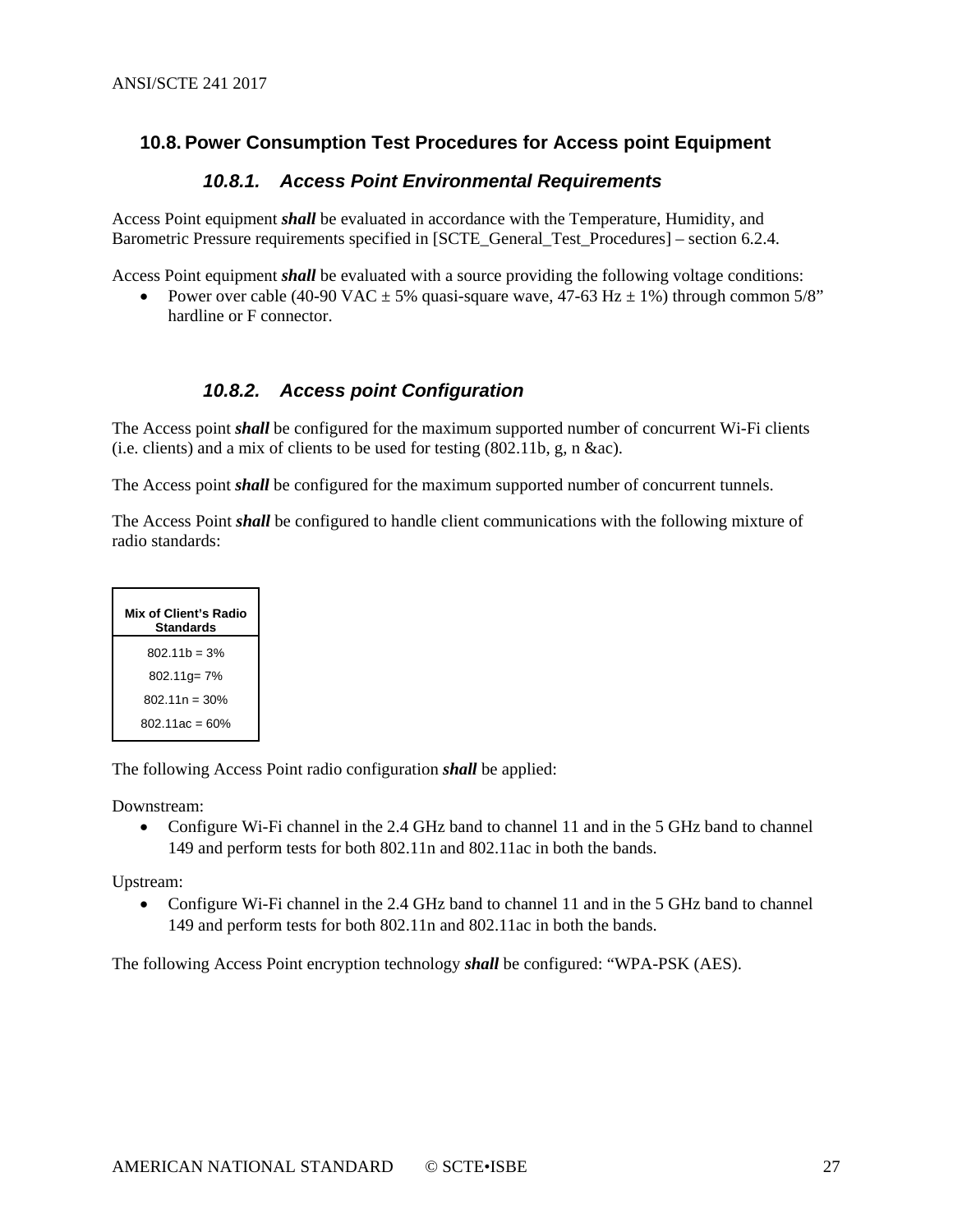## 10.8. Power Consumption Test Procedures for Access point Equipment

### 10.8.1. Access Point Environmental Requirements

Access Point equipment ***shall*** be evaluated in accordance with the Temperature, Humidity, and Barometric Pressure requirements specified in [SCTE_General_Test_Procedures] – section 6.2.4.

Access Point equipment ***shall*** be evaluated with a source providing the following voltage conditions:

- Power over cable (40-90 VAC ± 5% quasi-square wave, 47-63 Hz ± 1%) through common 5/8" hardline or F connector.

### 10.8.2. Access point Configuration

The Access point ***shall*** be configured for the maximum supported number of concurrent Wi-Fi clients (i.e. clients) and a mix of clients to be used for testing (802.11b, g, n &ac).

The Access point ***shall*** be configured for the maximum supported number of concurrent tunnels.

The Access Point ***shall*** be configured to handle client communications with the following mixture of radio standards:

| Mix of Client's Radio Standards |
|---|
| 802.11b = 3% |
| 802.11g= 7% |
| 802.11n = 30% |
| 802.11ac = 60% |

The following Access Point radio configuration ***shall*** be applied:

Downstream:

- Configure Wi-Fi channel in the 2.4 GHz band to channel 11 and in the 5 GHz band to channel 149 and perform tests for both 802.11n and 802.11ac in both the bands.

Upstream:

- Configure Wi-Fi channel in the 2.4 GHz band to channel 11 and in the 5 GHz band to channel 149 and perform tests for both 802.11n and 802.11ac in both the bands.

The following Access Point encryption technology ***shall*** be configured: "WPA-PSK (AES).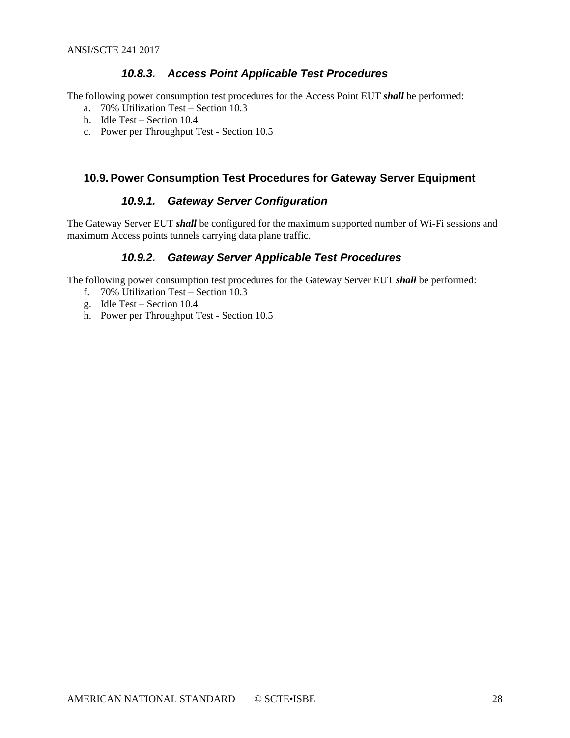### 10.8.3. Access Point Applicable Test Procedures

The following power consumption test procedures for the Access Point EUT ***shall*** be performed:

a. 70% Utilization Test – Section 10.3
b. Idle Test – Section 10.4
c. Power per Throughput Test - Section 10.5

## 10.9. Power Consumption Test Procedures for Gateway Server Equipment

### 10.9.1. Gateway Server Configuration

The Gateway Server EUT ***shall*** be configured for the maximum supported number of Wi-Fi sessions and maximum Access points tunnels carrying data plane traffic.

### 10.9.2. Gateway Server Applicable Test Procedures

The following power consumption test procedures for the Gateway Server EUT ***shall*** be performed:

f. 70% Utilization Test – Section 10.3
g. Idle Test – Section 10.4
h. Power per Throughput Test - Section 10.5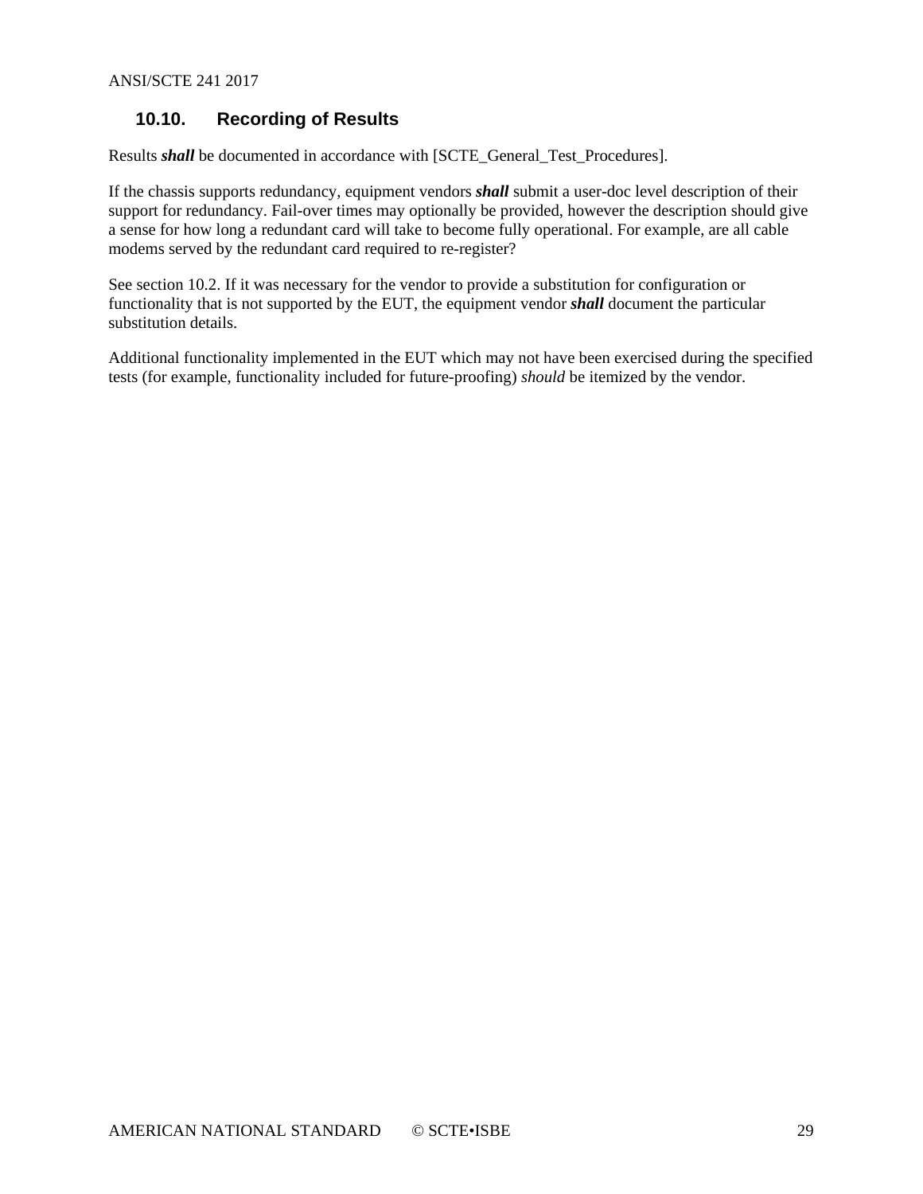## 10.10. Recording of Results

Results ***shall*** be documented in accordance with [SCTE_General_Test_Procedures].

If the chassis supports redundancy, equipment vendors ***shall*** submit a user-doc level description of their support for redundancy. Fail-over times may optionally be provided, however the description should give a sense for how long a redundant card will take to become fully operational. For example, are all cable modems served by the redundant card required to re-register?

See section 10.2. If it was necessary for the vendor to provide a substitution for configuration or functionality that is not supported by the EUT, the equipment vendor ***shall*** document the particular substitution details.

Additional functionality implemented in the EUT which may not have been exercised during the specified tests (for example, functionality included for future-proofing) *should* be itemized by the vendor.